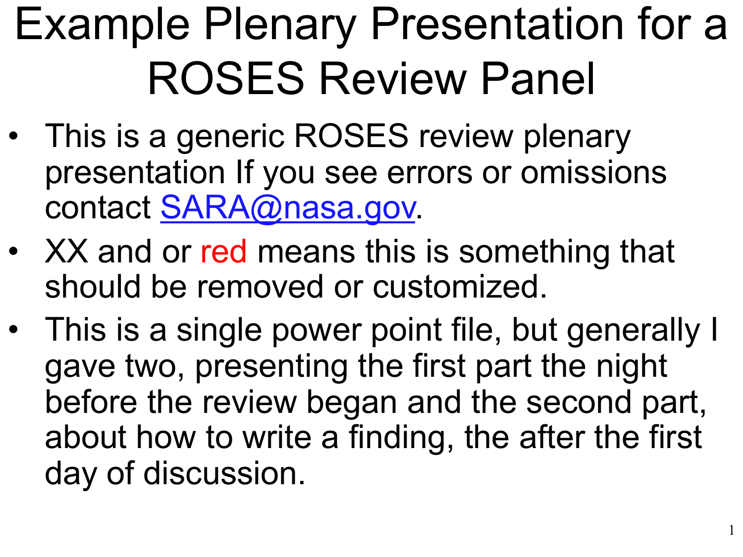# Example Plenary Presentation for a ROSES Review Panel

- This is a generic ROSES review plenary presentation If you see errors or omissions contact SARA@nasa.gov.
- XX and or red means this is something that should be removed or customized.
- This is a single power point file, but generally I gave two, presenting the first part the night before the review began and the second part, about how to write a finding, the after the first day of discussion.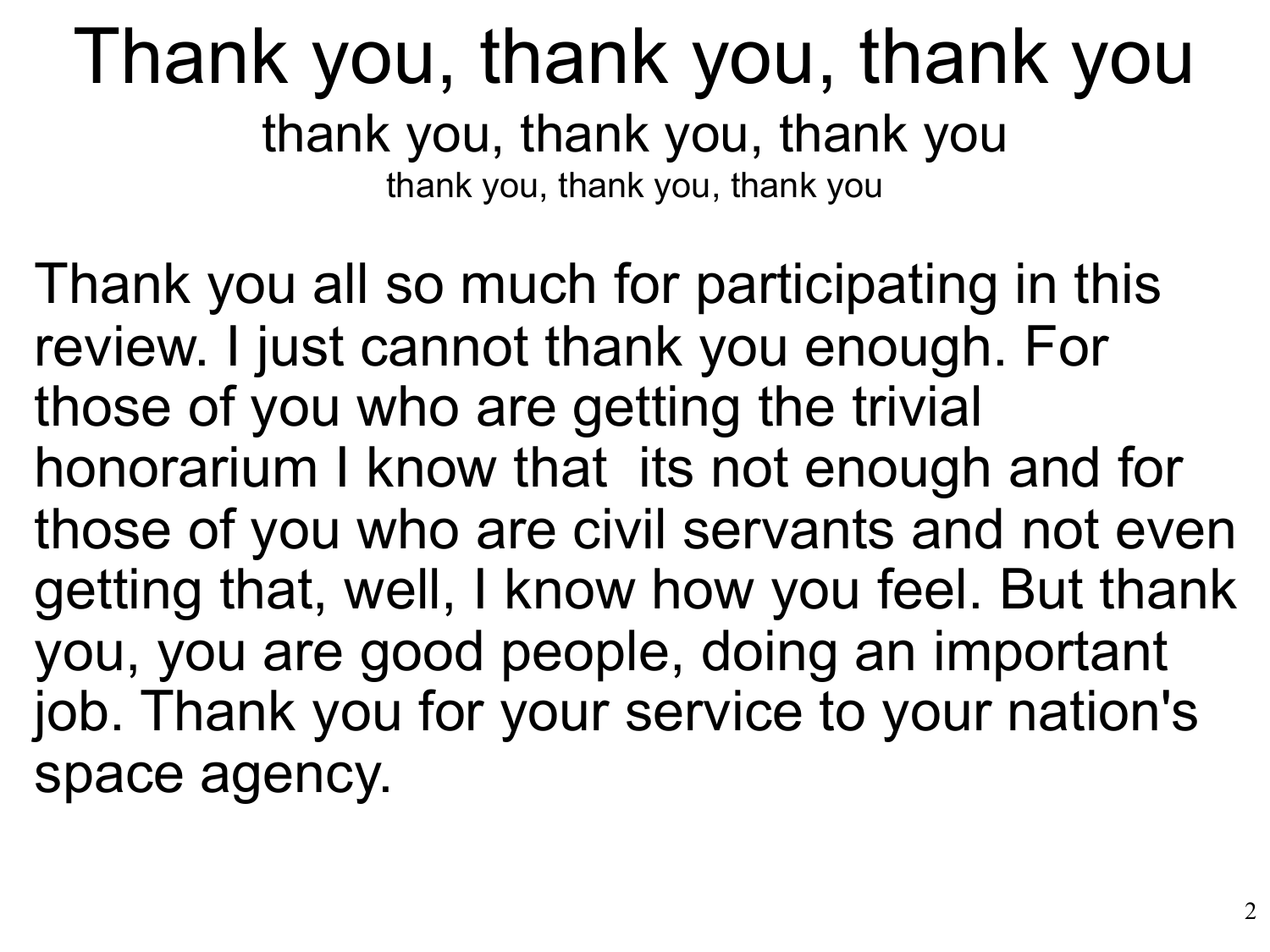# Thank you, thank you, thank you

## thank you, thank you, thank you

### thank you, thank you, thank you

Thank you all so much for participating in this review. I just cannot thank you enough. For those of you who are getting the trivial honorarium I know that  its not enough and for those of you who are civil servants and not even getting that, well, I know how you feel. But thank you, you are good people, doing an important job. Thank you for your service to your nation's space agency.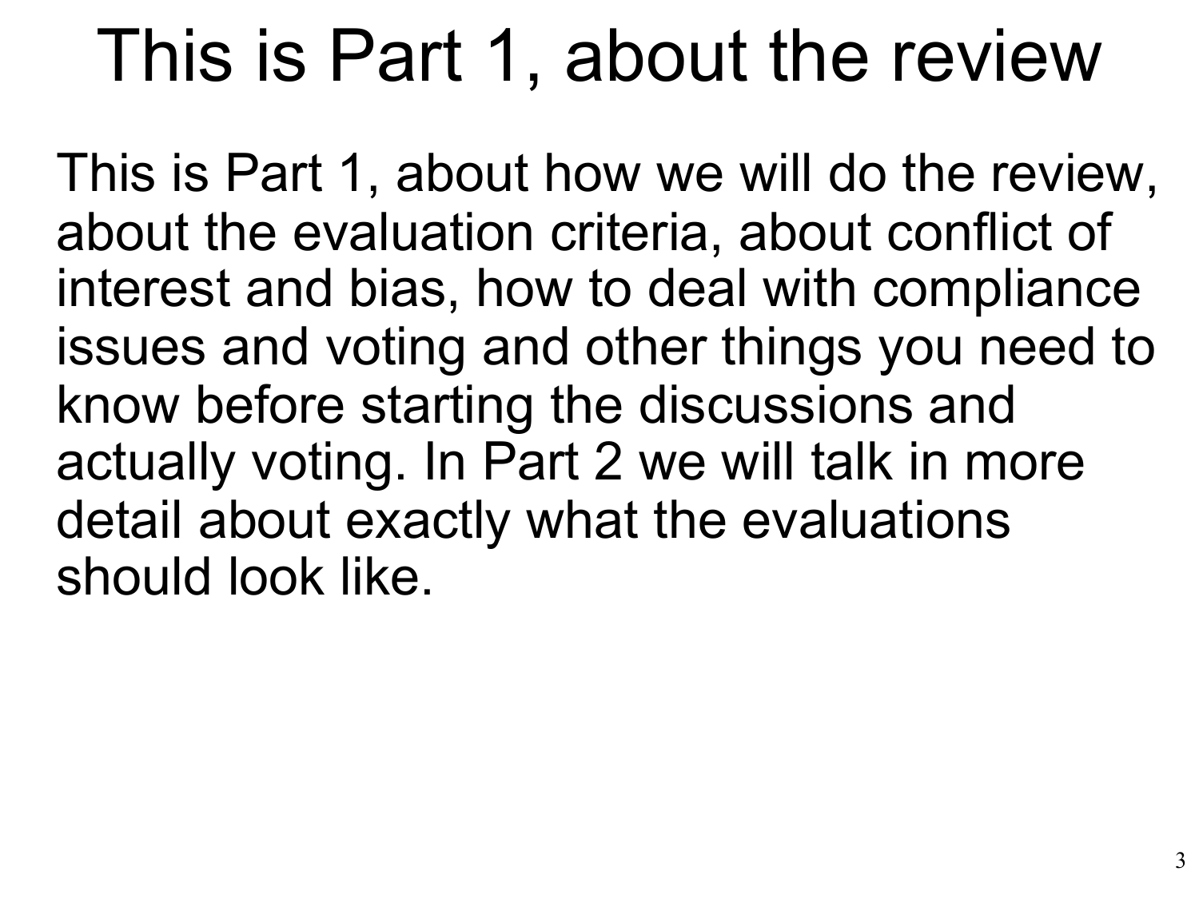# This is Part 1, about the review

This is Part 1, about how we will do the review, about the evaluation criteria, about conflict of interest and bias, how to deal with compliance issues and voting and other things you need to know before starting the discussions and actually voting. In Part 2 we will talk in more detail about exactly what the evaluations should look like.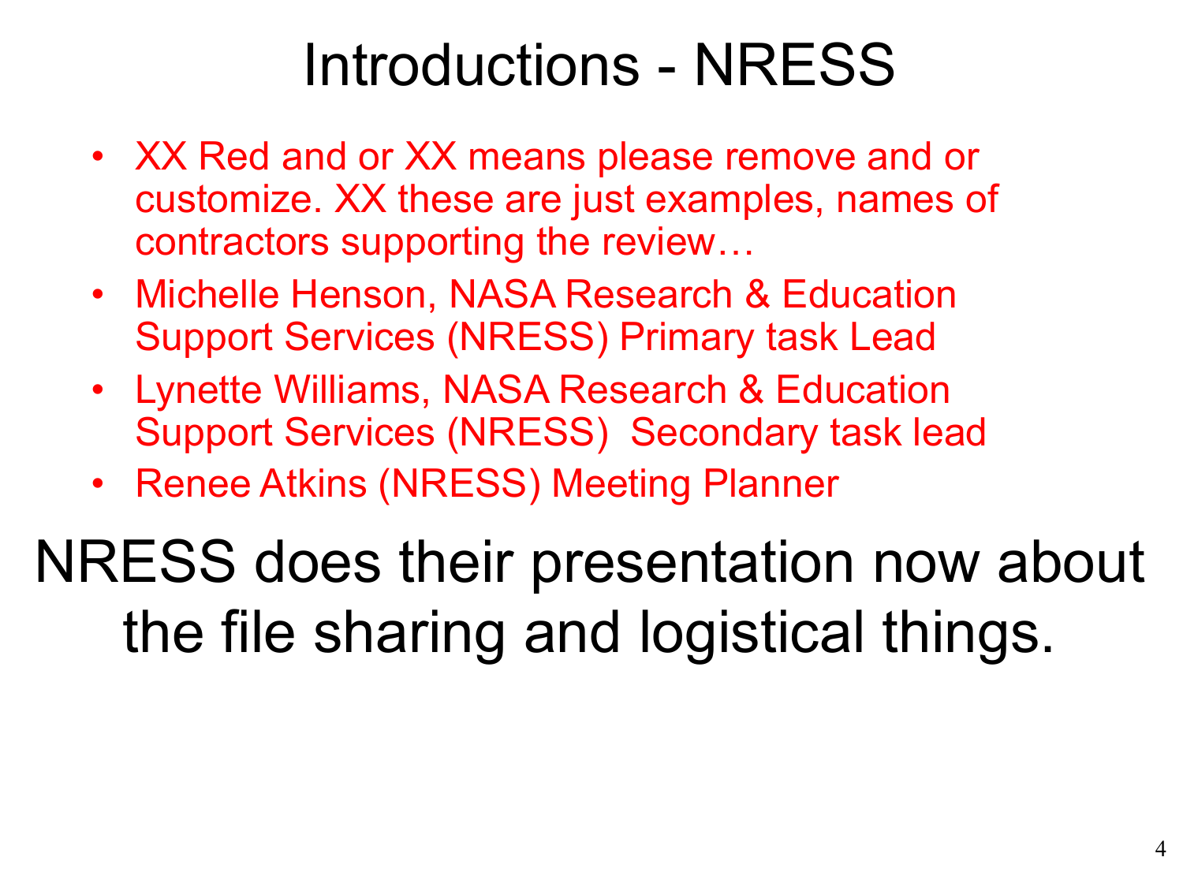# Introductions - NRESS

- XX Red and or XX means please remove and or customize. XX these are just examples, names of contractors supporting the review…
- Michelle Henson, NASA Research & Education Support Services (NRESS) Primary task Lead
- Lynette Williams, NASA Research & Education Support Services (NRESS)  Secondary task lead
- Renee Atkins (NRESS) Meeting Planner

NRESS does their presentation now about the file sharing and logistical things.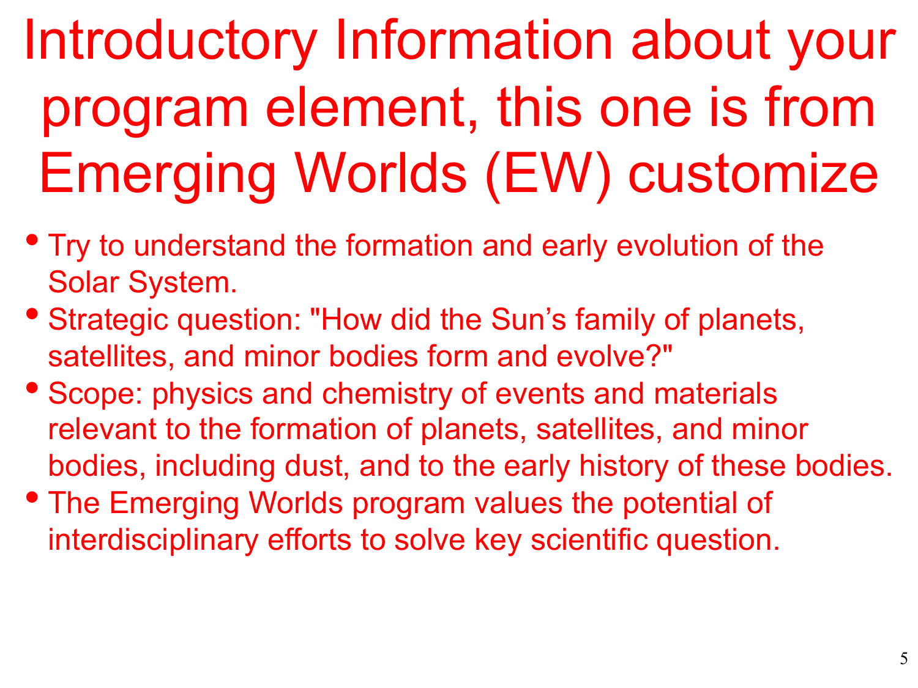# Introductory Information about your program element, this one is from Emerging Worlds (EW) customize

- Try to understand the formation and early evolution of the Solar System.
- Strategic question: "How did the Sun's family of planets, satellites, and minor bodies form and evolve?"
- Scope: physics and chemistry of events and materials relevant to the formation of planets, satellites, and minor bodies, including dust, and to the early history of these bodies.
- The Emerging Worlds program values the potential of interdisciplinary efforts to solve key scientific question.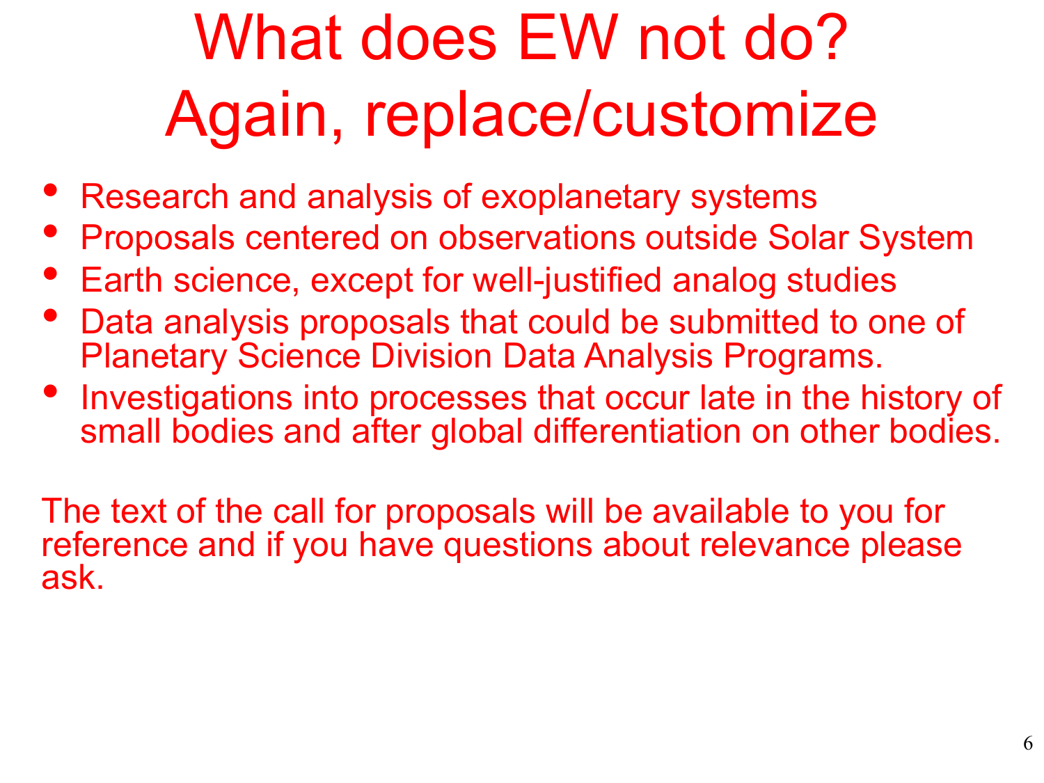# What does EW not do? Again, replace/customize

- Research and analysis of exoplanetary systems
- Proposals centered on observations outside Solar System
- Earth science, except for well-justified analog studies
- Data analysis proposals that could be submitted to one of Planetary Science Division Data Analysis Programs.
- Investigations into processes that occur late in the history of small bodies and after global differentiation on other bodies.

The text of the call for proposals will be available to you for reference and if you have questions about relevance please ask.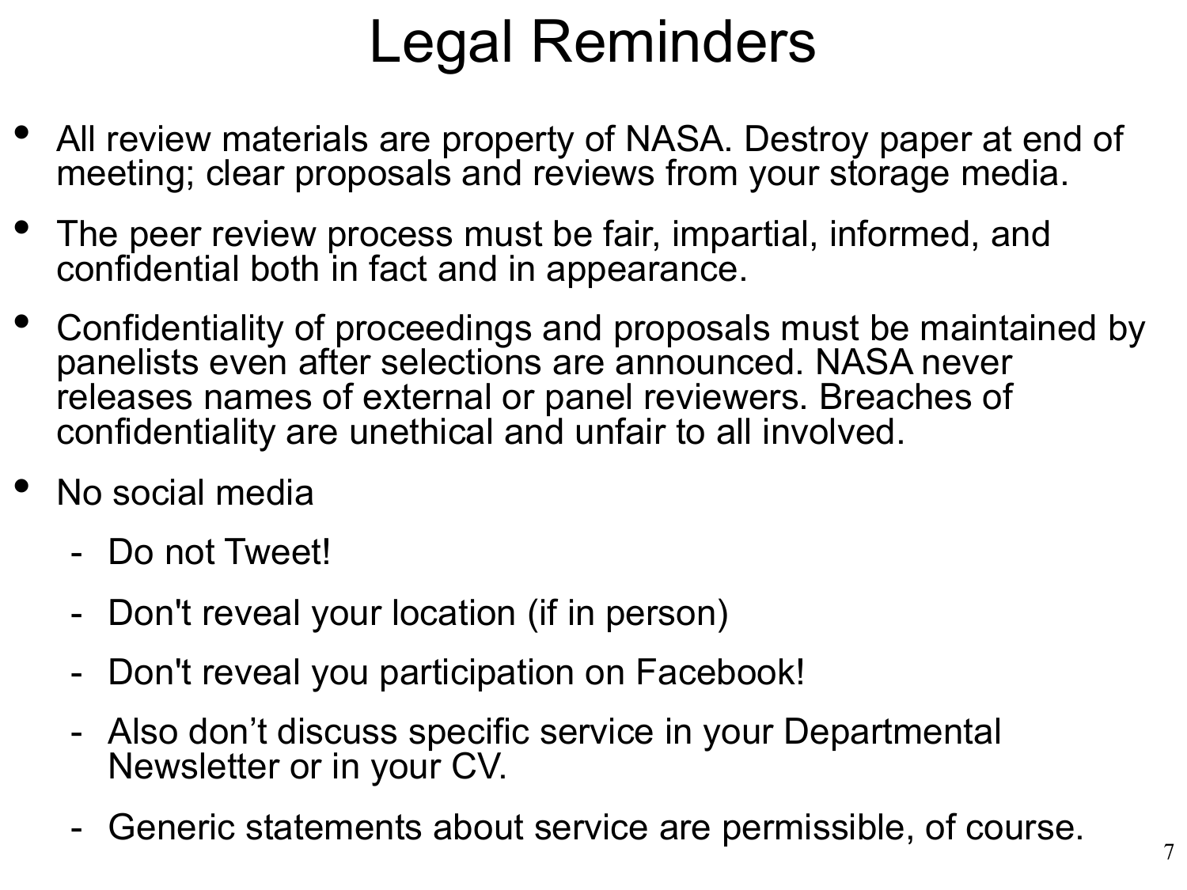# Legal Reminders

- All review materials are property of NASA. Destroy paper at end of meeting; clear proposals and reviews from your storage media.
- The peer review process must be fair, impartial, informed, and confidential both in fact and in appearance.
- Confidentiality of proceedings and proposals must be maintained by panelists even after selections are announced. NASA never releases names of external or panel reviewers. Breaches of confidentiality are unethical and unfair to all involved.
- No social media
  - Do not Tweet!
  - Don't reveal your location (if in person)
  - Don't reveal you participation on Facebook!
  - Also don’t discuss specific service in your Departmental Newsletter or in your CV.
  - Generic statements about service are permissible, of course.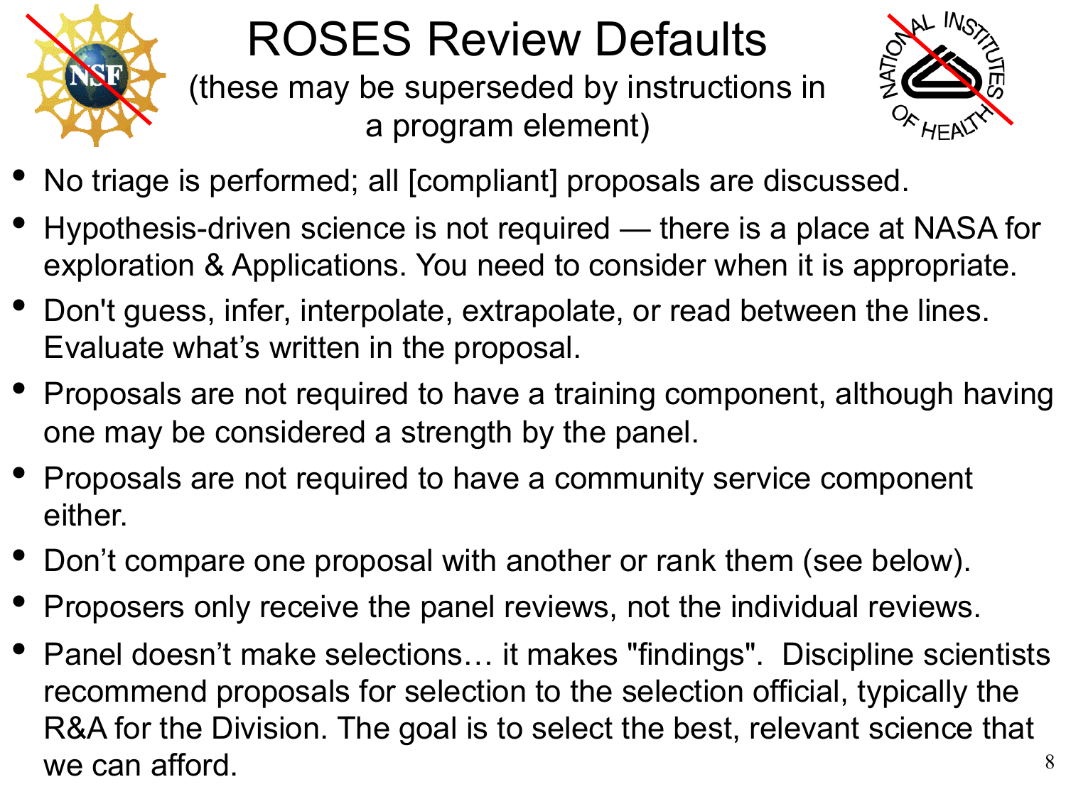# ROSES Review Defaults

(these may be superseded by instructions in a program element)

- No triage is performed; all [compliant] proposals are discussed.
- Hypothesis-driven science is not required — there is a place at NASA for exploration & Applications. You need to consider when it is appropriate.
- Don't guess, infer, interpolate, extrapolate, or read between the lines. Evaluate what's written in the proposal.
- Proposals are not required to have a training component, although having one may be considered a strength by the panel.
- Proposals are not required to have a community service component either.
- Don't compare one proposal with another or rank them (see below).
- Proposers only receive the panel reviews, not the individual reviews.
- Panel doesn't make selections… it makes "findings". Discipline scientists recommend proposals for selection to the selection official, typically the R&A for the Division. The goal is to select the best, relevant science that we can afford.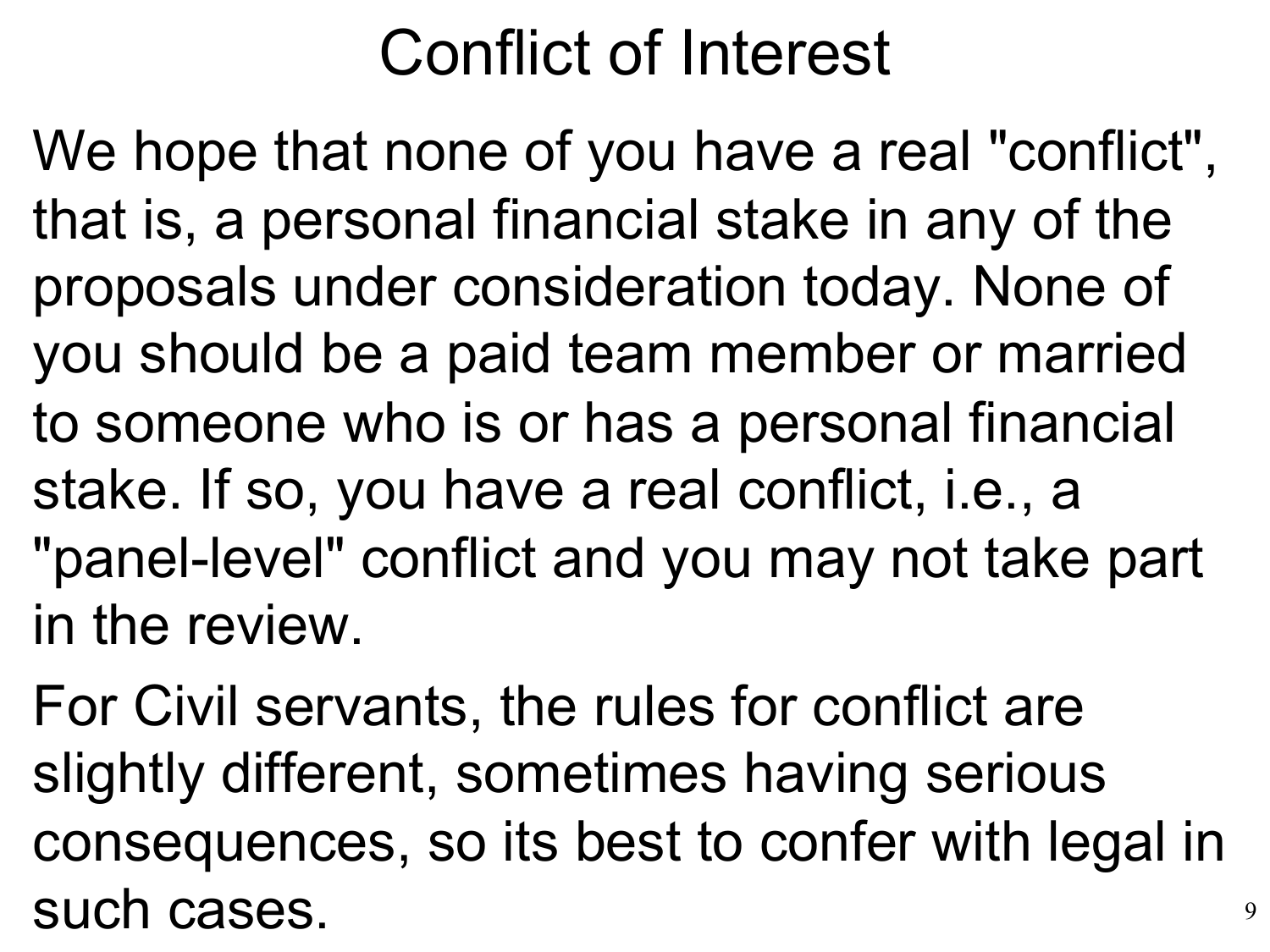# Conflict of Interest

We hope that none of you have a real "conflict", that is, a personal financial stake in any of the proposals under consideration today. None of you should be a paid team member or married to someone who is or has a personal financial stake. If so, you have a real conflict, i.e., a "panel-level" conflict and you may not take part in the review.

For Civil servants, the rules for conflict are slightly different, sometimes having serious consequences, so its best to confer with legal in such cases.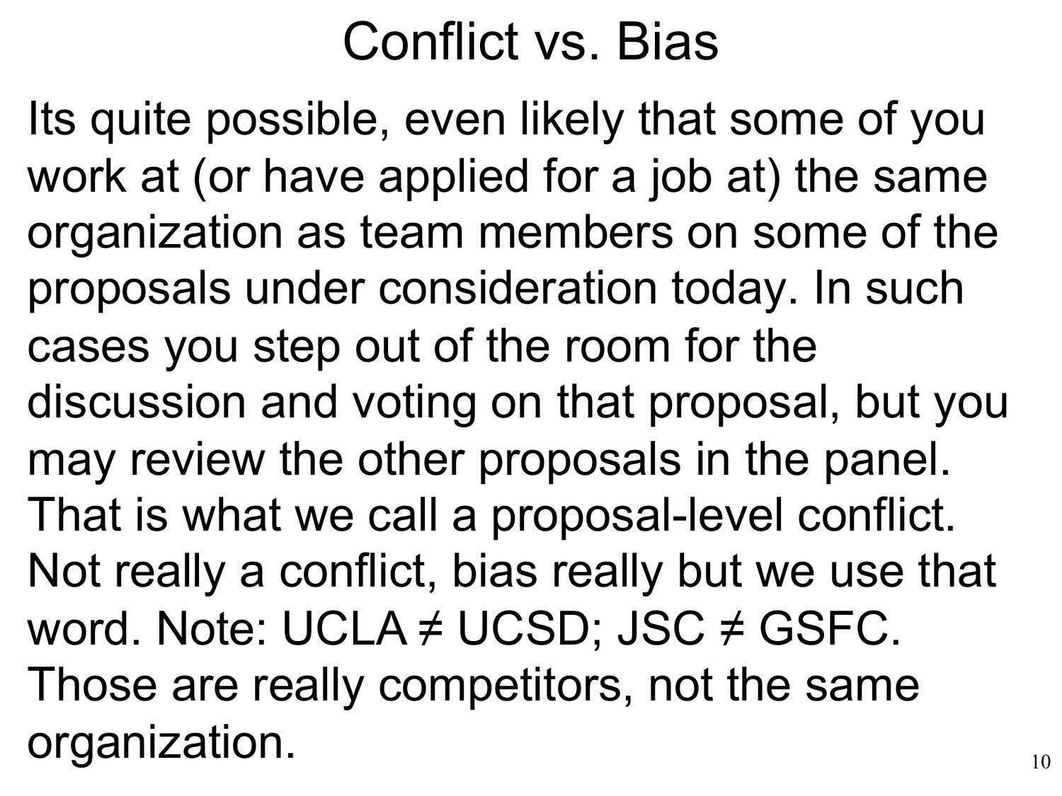# Conflict vs. Bias

Its quite possible, even likely that some of you work at (or have applied for a job at) the same organization as team members on some of the proposals under consideration today. In such cases you step out of the room for the discussion and voting on that proposal, but you may review the other proposals in the panel. That is what we call a proposal-level conflict. Not really a conflict, bias really but we use that word. Note: UCLA ≠ UCSD; JSC ≠ GSFC. Those are really competitors, not the same organization.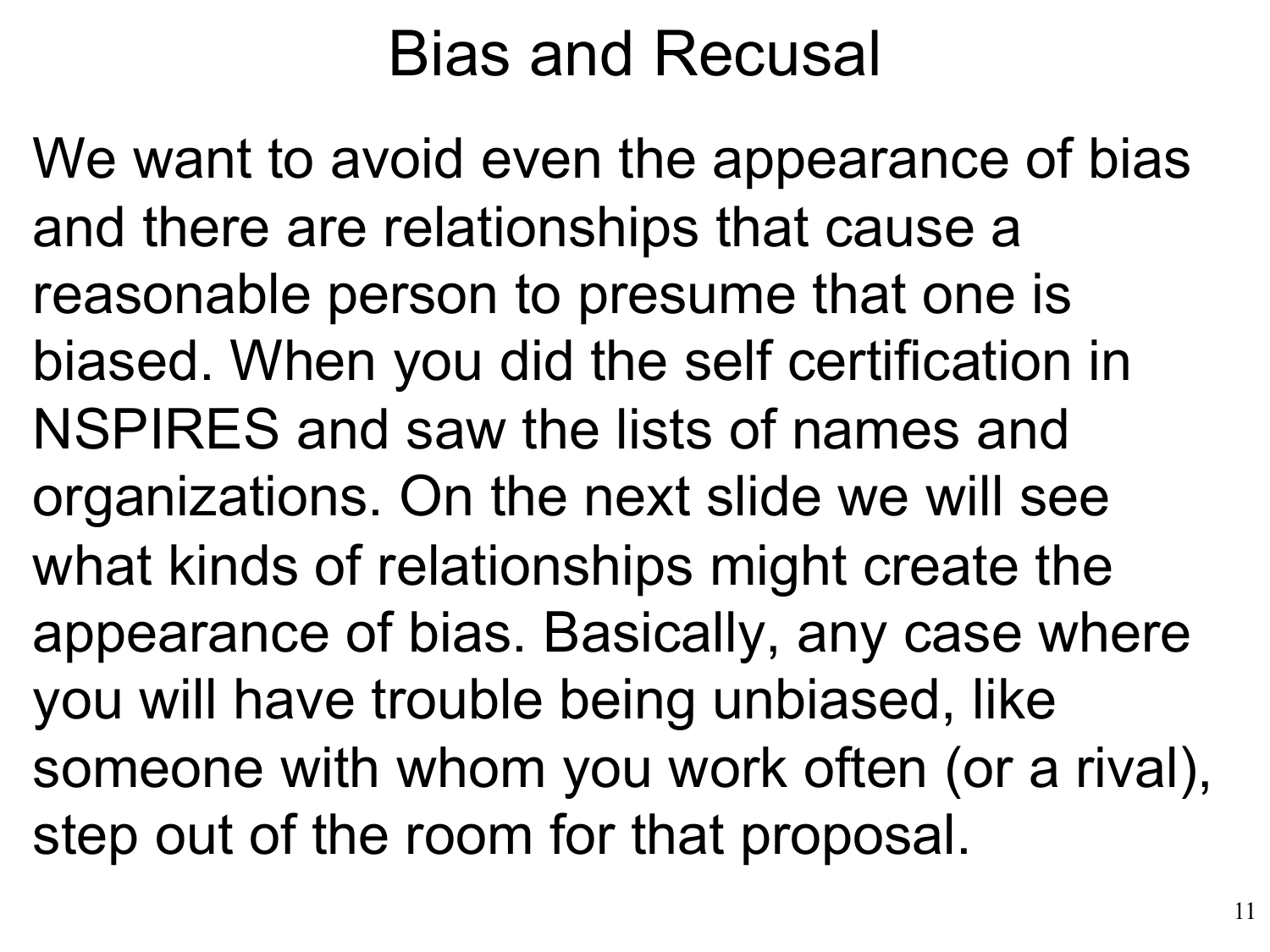# Bias and Recusal

We want to avoid even the appearance of bias and there are relationships that cause a reasonable person to presume that one is biased. When you did the self certification in NSPIRES and saw the lists of names and organizations. On the next slide we will see what kinds of relationships might create the appearance of bias. Basically, any case where you will have trouble being unbiased, like someone with whom you work often (or a rival), step out of the room for that proposal.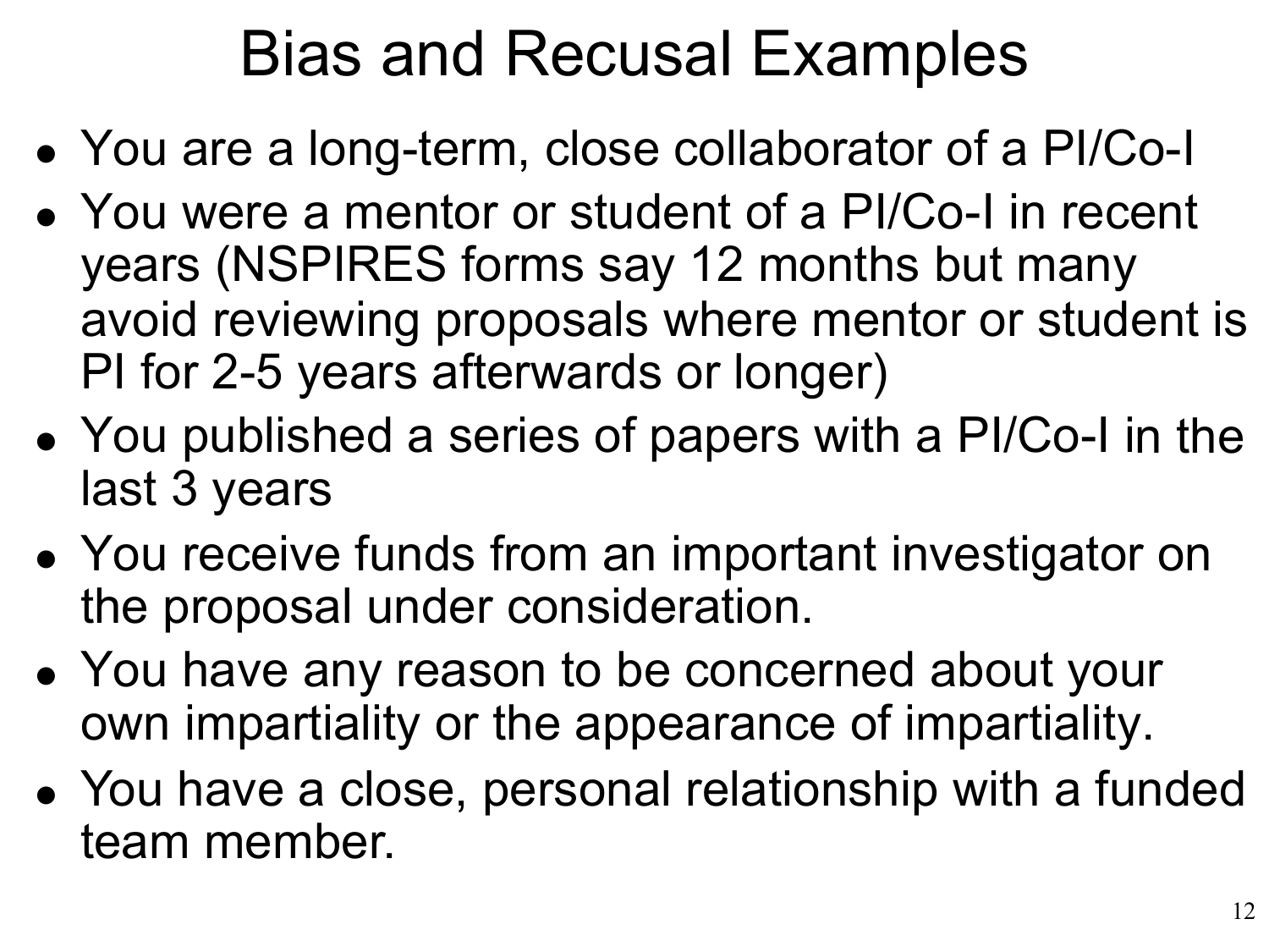# Bias and Recusal Examples

- You are a long-term, close collaborator of a PI/Co-I
- You were a mentor or student of a PI/Co-I in recent years (NSPIRES forms say 12 months but many avoid reviewing proposals where mentor or student is PI for 2-5 years afterwards or longer)
- You published a series of papers with a PI/Co-I in the last 3 years
- You receive funds from an important investigator on the proposal under consideration.
- You have any reason to be concerned about your own impartiality or the appearance of impartiality.
- You have a close, personal relationship with a funded team member.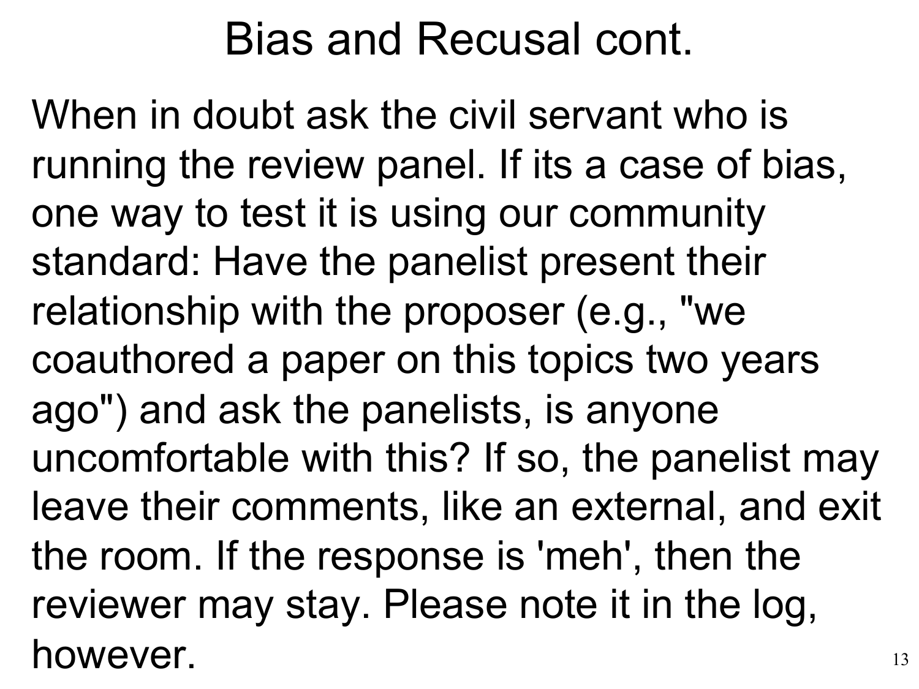# Bias and Recusal cont.

When in doubt ask the civil servant who is running the review panel. If its a case of bias, one way to test it is using our community standard: Have the panelist present their relationship with the proposer (e.g., "we coauthored a paper on this topics two years ago") and ask the panelists, is anyone uncomfortable with this? If so, the panelist may leave their comments, like an external, and exit the room. If the response is 'meh', then the reviewer may stay. Please note it in the log, however.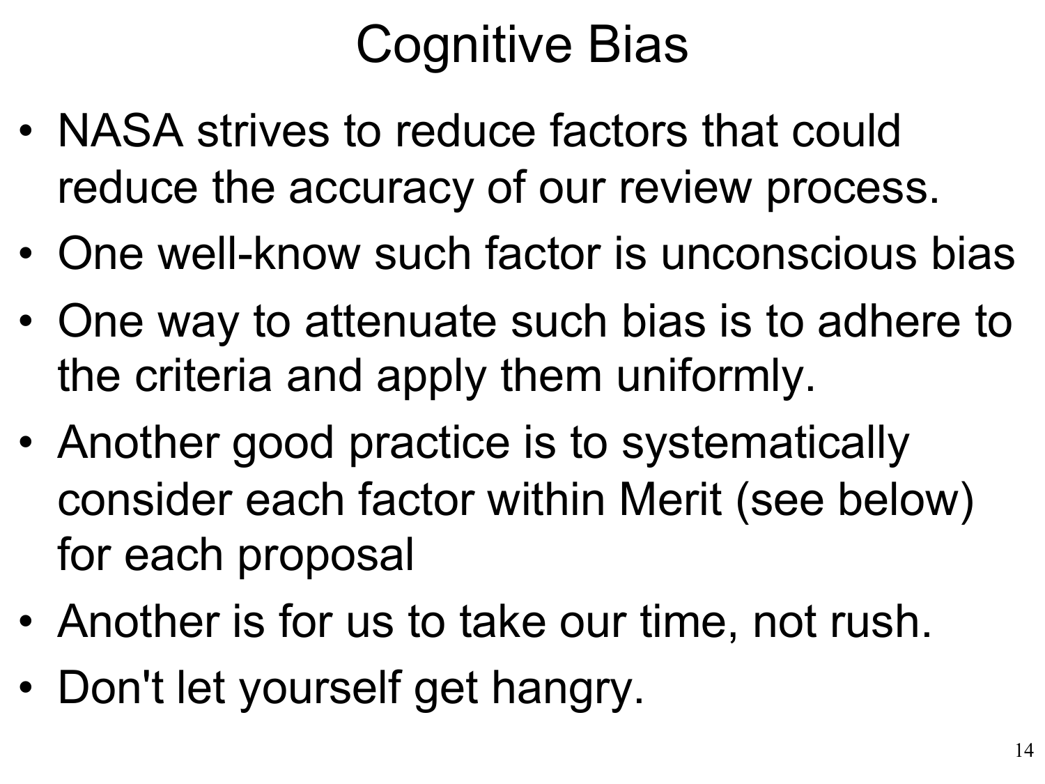# Cognitive Bias

- NASA strives to reduce factors that could reduce the accuracy of our review process.
- One well-know such factor is unconscious bias
- One way to attenuate such bias is to adhere to the criteria and apply them uniformly.
- Another good practice is to systematically consider each factor within Merit (see below) for each proposal
- Another is for us to take our time, not rush.
- Don't let yourself get hangry.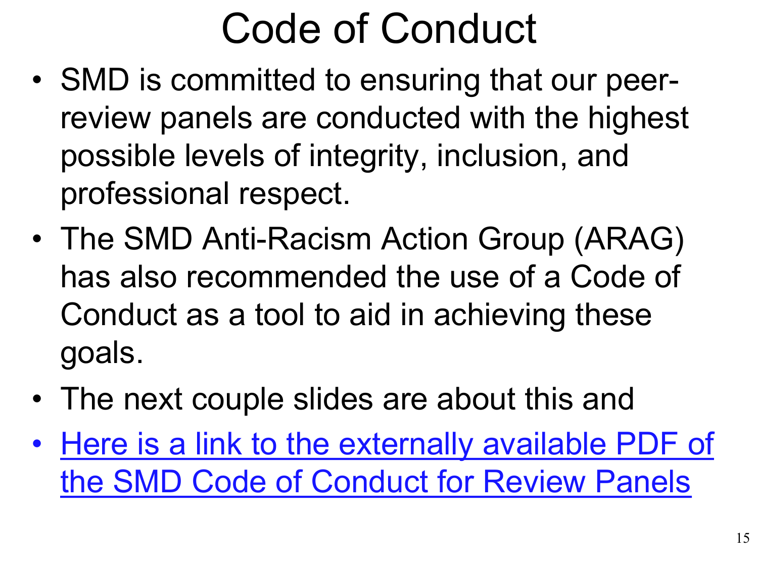# Code of Conduct

- SMD is committed to ensuring that our peer-review panels are conducted with the highest possible levels of integrity, inclusion, and professional respect.
- The SMD Anti-Racism Action Group (ARAG) has also recommended the use of a Code of Conduct as a tool to aid in achieving these goals.
- The next couple slides are about this and
- Here is a link to the externally available PDF of the SMD Code of Conduct for Review Panels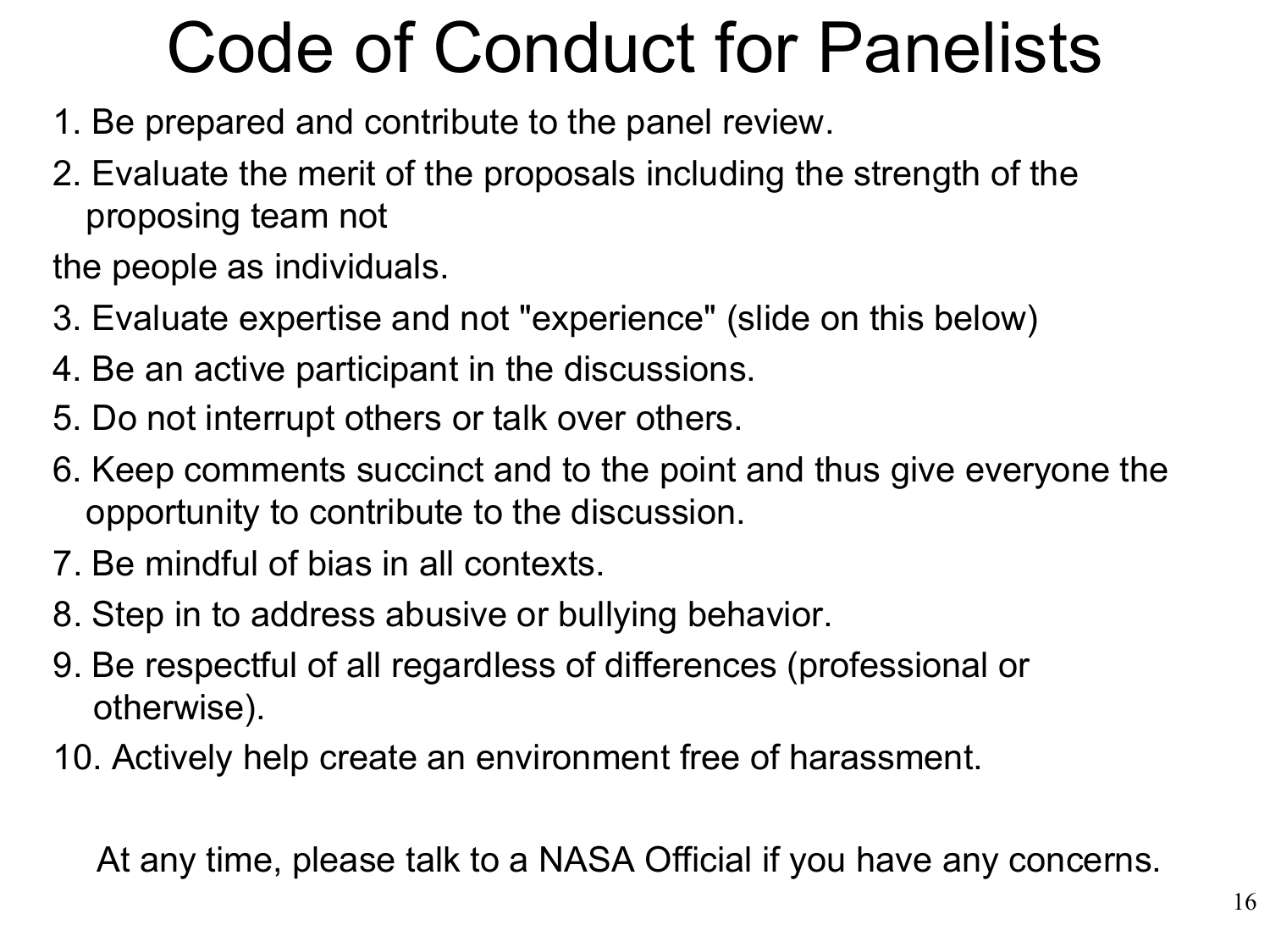# Code of Conduct for Panelists

1. Be prepared and contribute to the panel review.
2. Evaluate the merit of the proposals including the strength of the proposing team not the people as individuals.
3. Evaluate expertise and not "experience" (slide on this below)
4. Be an active participant in the discussions.
5. Do not interrupt others or talk over others.
6. Keep comments succinct and to the point and thus give everyone the opportunity to contribute to the discussion.
7. Be mindful of bias in all contexts.
8. Step in to address abusive or bullying behavior.
9. Be respectful of all regardless of differences (professional or otherwise).
10. Actively help create an environment free of harassment.

At any time, please talk to a NASA Official if you have any concerns.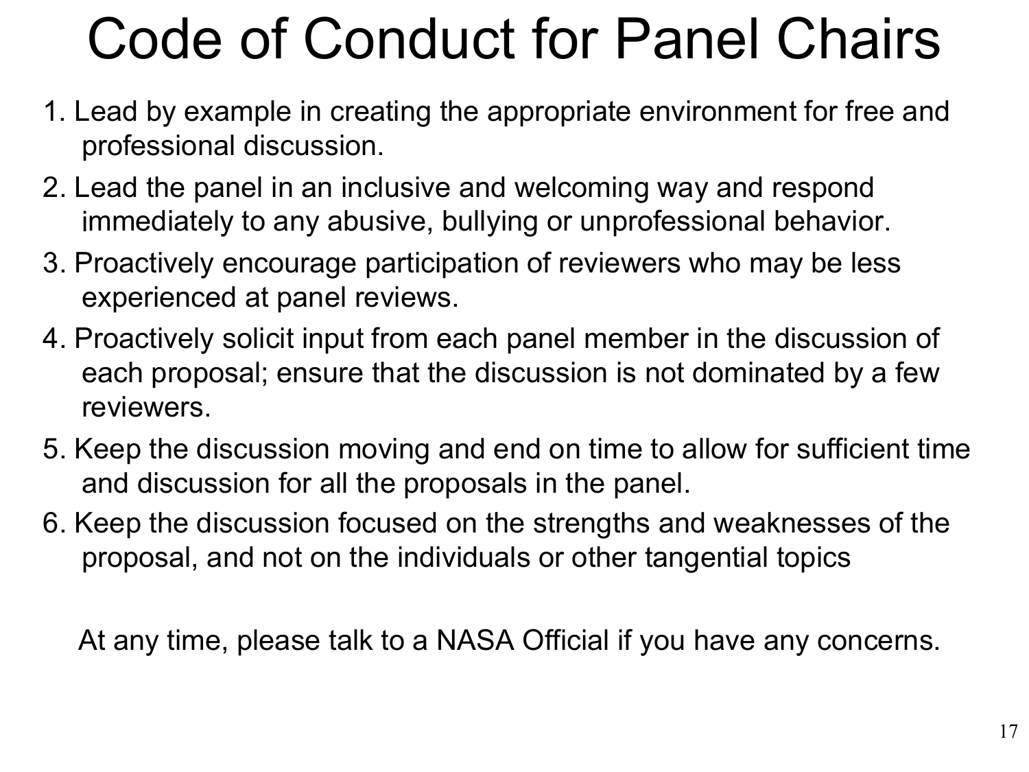# Code of Conduct for Panel Chairs

1. Lead by example in creating the appropriate environment for free and professional discussion.
2. Lead the panel in an inclusive and welcoming way and respond immediately to any abusive, bullying or unprofessional behavior.
3. Proactively encourage participation of reviewers who may be less experienced at panel reviews.
4. Proactively solicit input from each panel member in the discussion of each proposal; ensure that the discussion is not dominated by a few reviewers.
5. Keep the discussion moving and end on time to allow for sufficient time and discussion for all the proposals in the panel.
6. Keep the discussion focused on the strengths and weaknesses of the proposal, and not on the individuals or other tangential topics

At any time, please talk to a NASA Official if you have any concerns.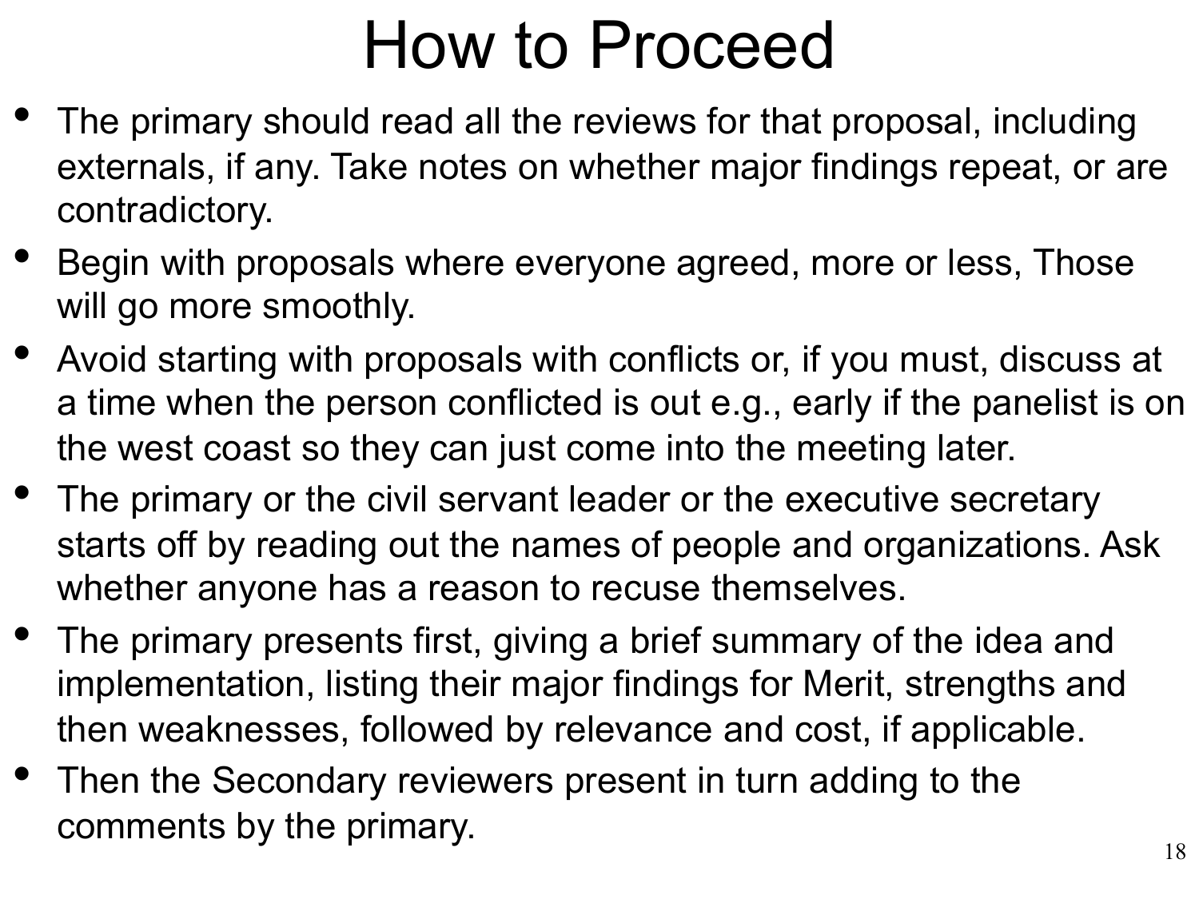# How to Proceed

- The primary should read all the reviews for that proposal, including externals, if any. Take notes on whether major findings repeat, or are contradictory.
- Begin with proposals where everyone agreed, more or less, Those will go more smoothly.
- Avoid starting with proposals with conflicts or, if you must, discuss at a time when the person conflicted is out e.g., early if the panelist is on the west coast so they can just come into the meeting later.
- The primary or the civil servant leader or the executive secretary starts off by reading out the names of people and organizations. Ask whether anyone has a reason to recuse themselves.
- The primary presents first, giving a brief summary of the idea and implementation, listing their major findings for Merit, strengths and then weaknesses, followed by relevance and cost, if applicable.
- Then the Secondary reviewers present in turn adding to the comments by the primary.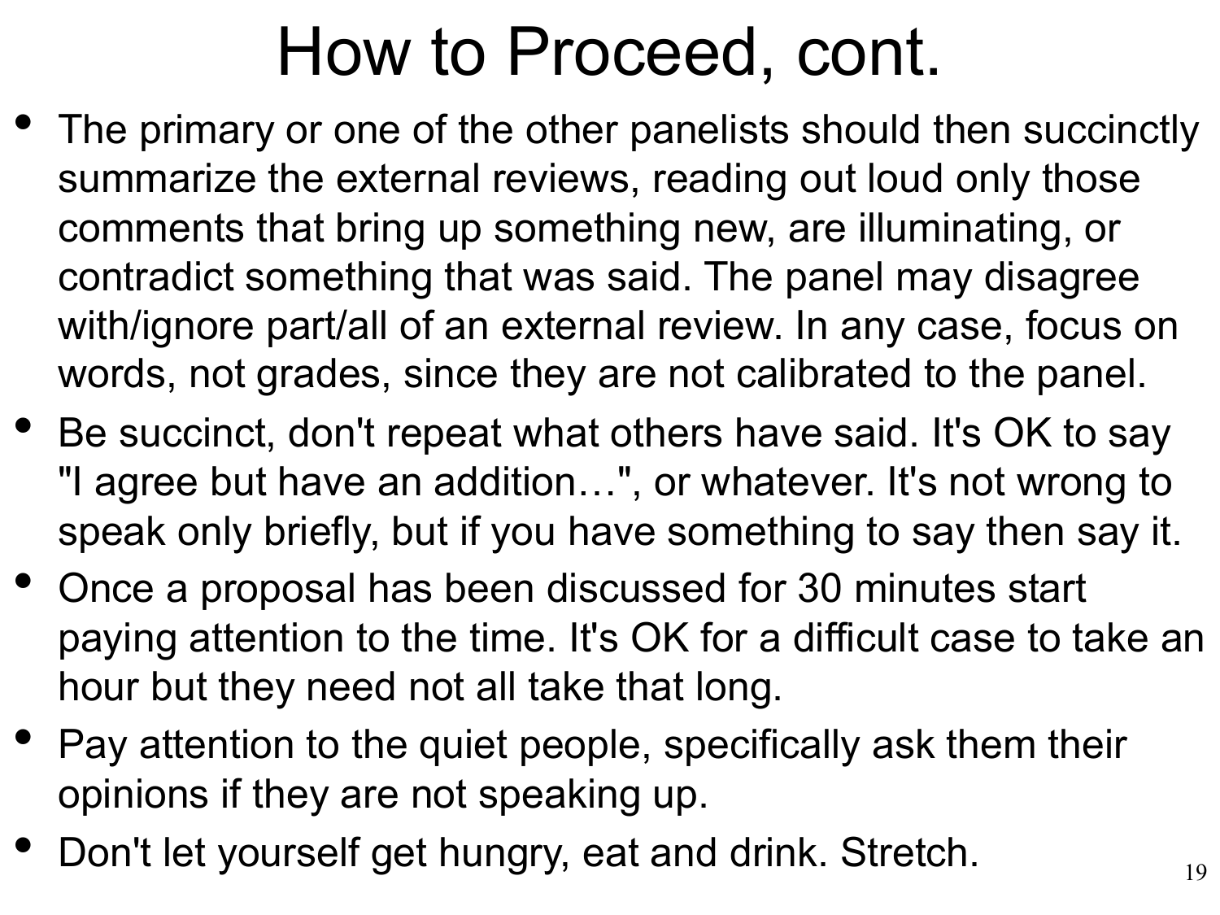# How to Proceed, cont.

- The primary or one of the other panelists should then succinctly summarize the external reviews, reading out loud only those comments that bring up something new, are illuminating, or contradict something that was said. The panel may disagree with/ignore part/all of an external review. In any case, focus on words, not grades, since they are not calibrated to the panel.
- Be succinct, don't repeat what others have said. It's OK to say "I agree but have an addition…", or whatever. It's not wrong to speak only briefly, but if you have something to say then say it.
- Once a proposal has been discussed for 30 minutes start paying attention to the time. It's OK for a difficult case to take an hour but they need not all take that long.
- Pay attention to the quiet people, specifically ask them their opinions if they are not speaking up.
- Don't let yourself get hungry, eat and drink. Stretch.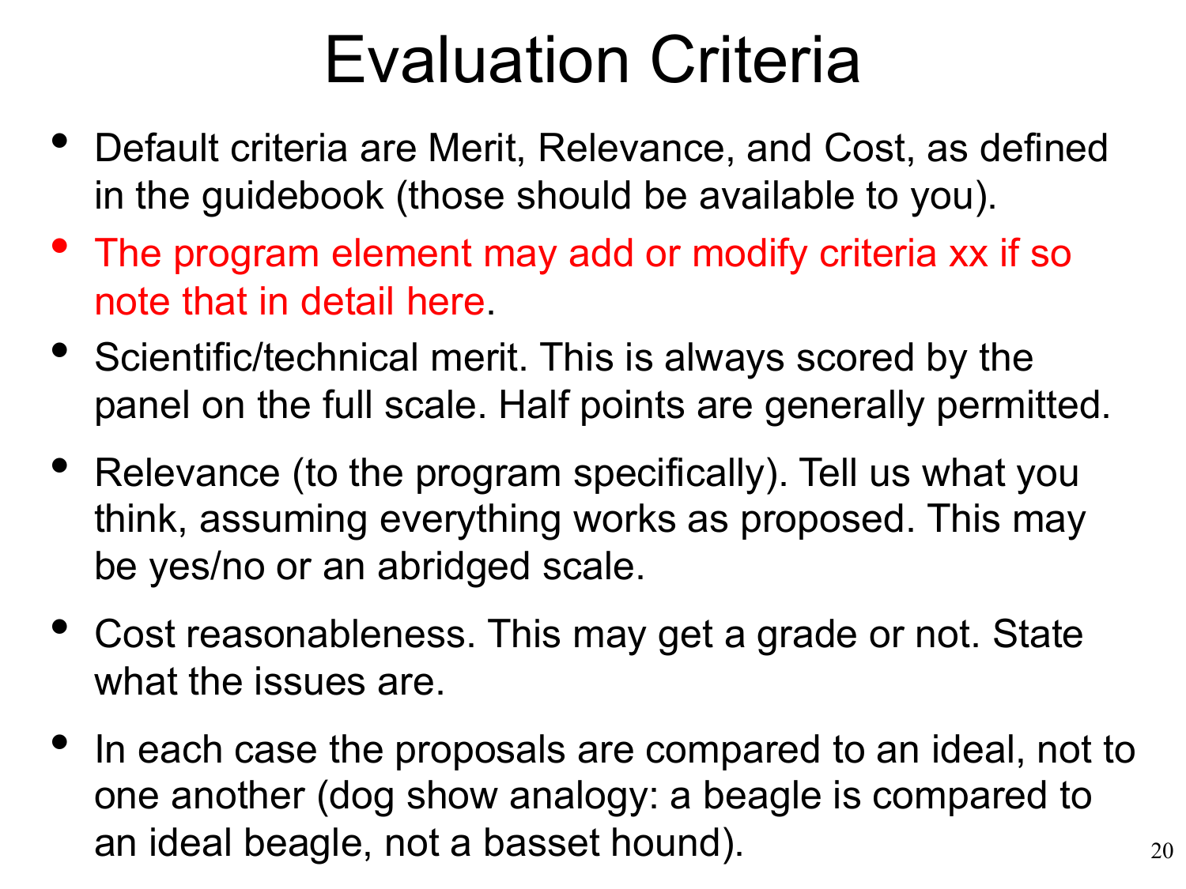# Evaluation Criteria

- Default criteria are Merit, Relevance, and Cost, as defined in the guidebook (those should be available to you).
- The program element may add or modify criteria xx if so note that in detail here.
- Scientific/technical merit. This is always scored by the panel on the full scale. Half points are generally permitted.
- Relevance (to the program specifically). Tell us what you think, assuming everything works as proposed. This may be yes/no or an abridged scale.
- Cost reasonableness. This may get a grade or not. State what the issues are.
- In each case the proposals are compared to an ideal, not to one another (dog show analogy: a beagle is compared to an ideal beagle, not a basset hound).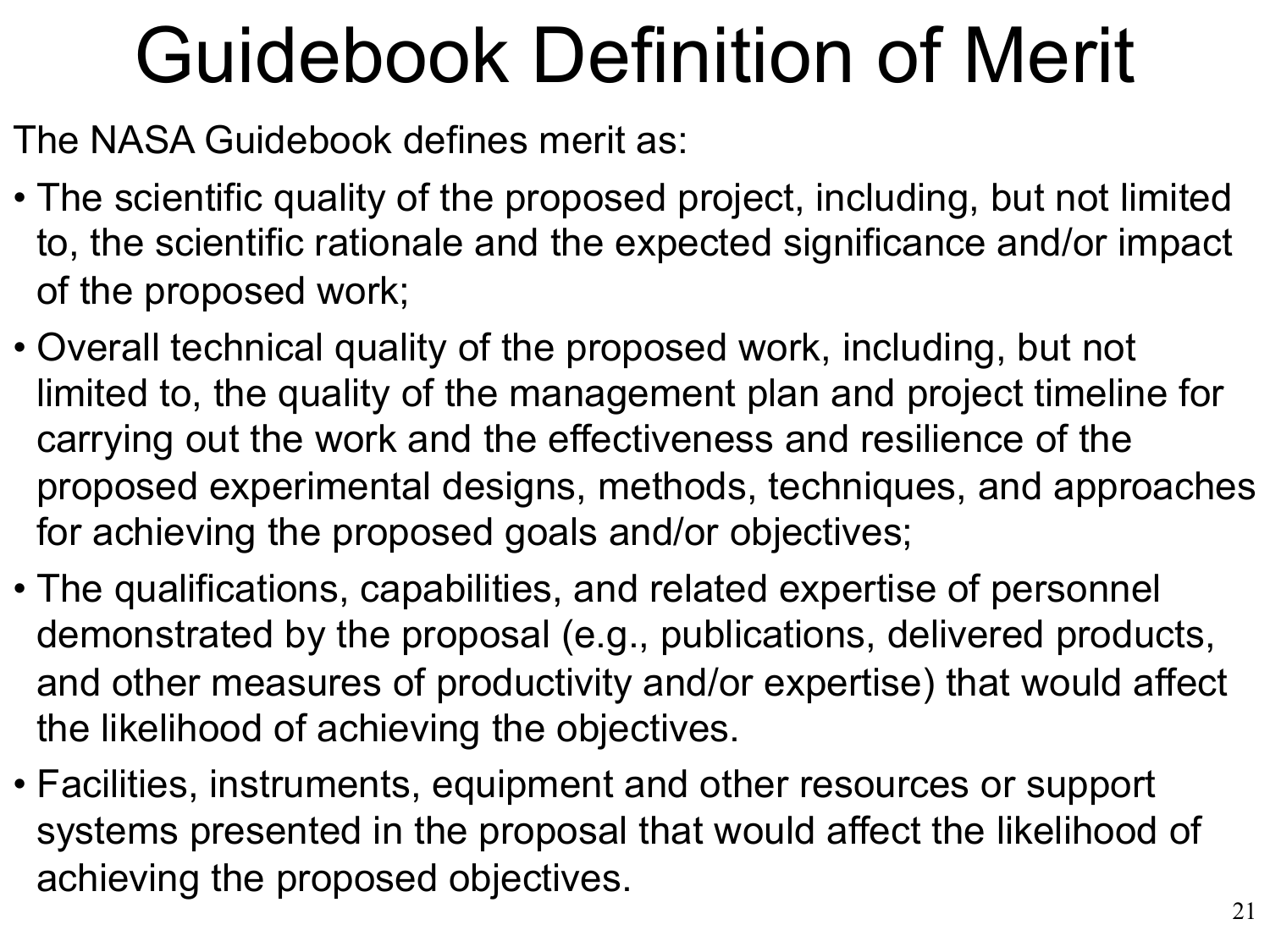# Guidebook Definition of Merit

The NASA Guidebook defines merit as:

- The scientific quality of the proposed project, including, but not limited to, the scientific rationale and the expected significance and/or impact of the proposed work;
- Overall technical quality of the proposed work, including, but not limited to, the quality of the management plan and project timeline for carrying out the work and the effectiveness and resilience of the proposed experimental designs, methods, techniques, and approaches for achieving the proposed goals and/or objectives;
- The qualifications, capabilities, and related expertise of personnel demonstrated by the proposal (e.g., publications, delivered products, and other measures of productivity and/or expertise) that would affect the likelihood of achieving the objectives.
- Facilities, instruments, equipment and other resources or support systems presented in the proposal that would affect the likelihood of achieving the proposed objectives.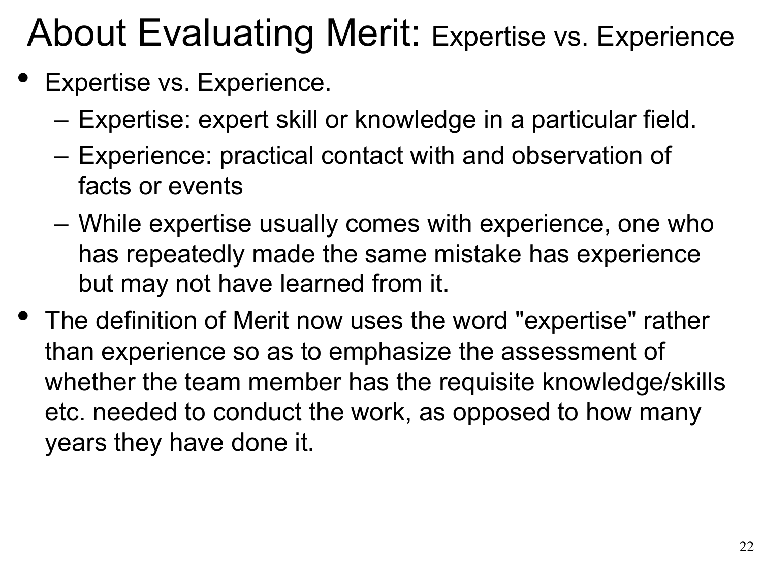# About Evaluating Merit: Expertise vs. Experience

- Expertise vs. Experience.
  - Expertise: expert skill or knowledge in a particular field.
  - Experience: practical contact with and observation of facts or events
  - While expertise usually comes with experience, one who has repeatedly made the same mistake has experience but may not have learned from it.
- The definition of Merit now uses the word "expertise" rather than experience so as to emphasize the assessment of whether the team member has the requisite knowledge/skills etc. needed to conduct the work, as opposed to how many years they have done it.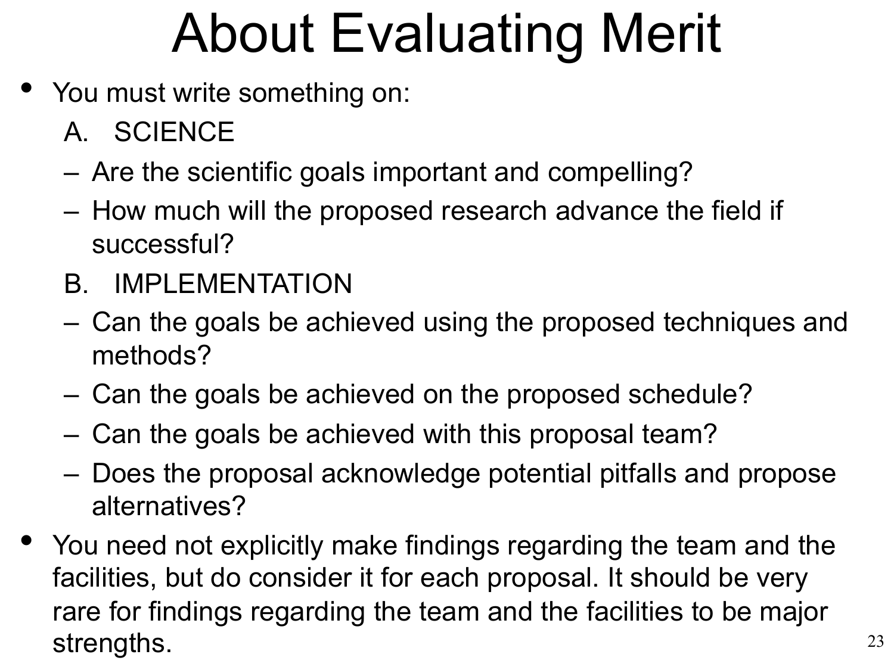# About Evaluating Merit

- You must write something on:
  - A. SCIENCE
    - Are the scientific goals important and compelling?
    - How much will the proposed research advance the field if successful?
  - B. IMPLEMENTATION
    - Can the goals be achieved using the proposed techniques and methods?
    - Can the goals be achieved on the proposed schedule?
    - Can the goals be achieved with this proposal team?
    - Does the proposal acknowledge potential pitfalls and propose alternatives?
- You need not explicitly make findings regarding the team and the facilities, but do consider it for each proposal. It should be very rare for findings regarding the team and the facilities to be major strengths.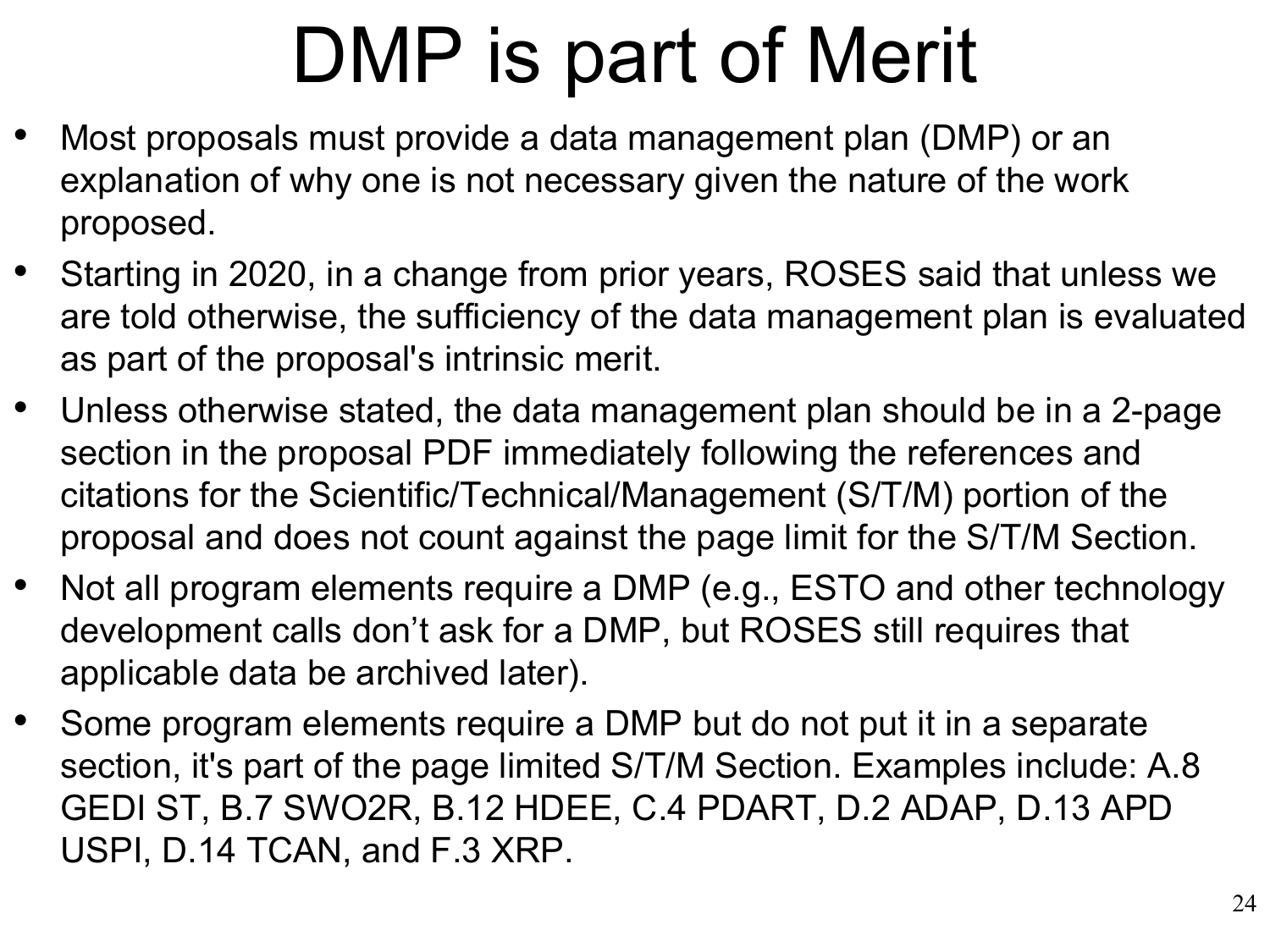# DMP is part of Merit

- Most proposals must provide a data management plan (DMP) or an explanation of why one is not necessary given the nature of the work proposed.
- Starting in 2020, in a change from prior years, ROSES said that unless we are told otherwise, the sufficiency of the data management plan is evaluated as part of the proposal's intrinsic merit.
- Unless otherwise stated, the data management plan should be in a 2-page section in the proposal PDF immediately following the references and citations for the Scientific/Technical/Management (S/T/M) portion of the proposal and does not count against the page limit for the S/T/M Section.
- Not all program elements require a DMP (e.g., ESTO and other technology development calls don't ask for a DMP, but ROSES still requires that applicable data be archived later).
- Some program elements require a DMP but do not put it in a separate section, it's part of the page limited S/T/M Section. Examples include: A.8 GEDI ST, B.7 SWO2R, B.12 HDEE, C.4 PDART, D.2 ADAP, D.13 APD USPI, D.14 TCAN, and F.3 XRP.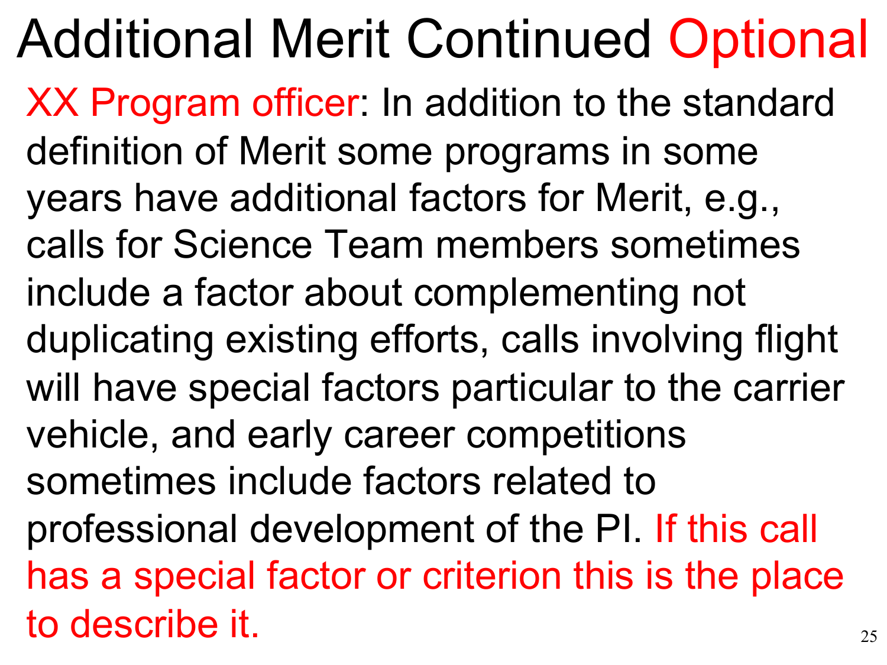# Additional Merit Continued Optional

XX Program officer: In addition to the standard definition of Merit some programs in some years have additional factors for Merit, e.g., calls for Science Team members sometimes include a factor about complementing not duplicating existing efforts, calls involving flight will have special factors particular to the carrier vehicle, and early career competitions sometimes include factors related to professional development of the PI. If this call has a special factor or criterion this is the place to describe it.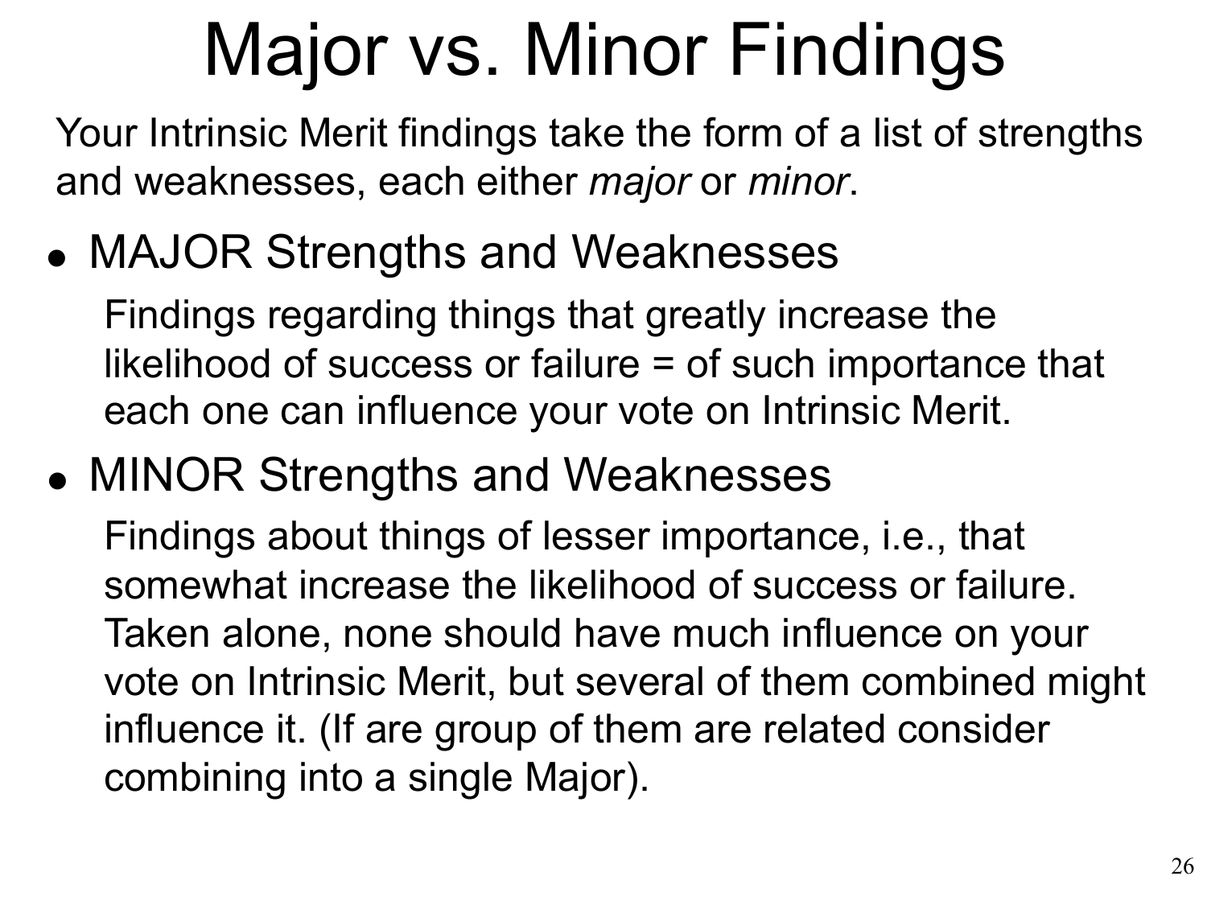# Major vs. Minor Findings

Your Intrinsic Merit findings take the form of a list of strengths and weaknesses, each either *major* or *minor*.

- MAJOR Strengths and Weaknesses

  Findings regarding things that greatly increase the likelihood of success or failure = of such importance that each one can influence your vote on Intrinsic Merit.

- MINOR Strengths and Weaknesses

  Findings about things of lesser importance, i.e., that somewhat increase the likelihood of success or failure. Taken alone, none should have much influence on your vote on Intrinsic Merit, but several of them combined might influence it. (If are group of them are related consider combining into a single Major).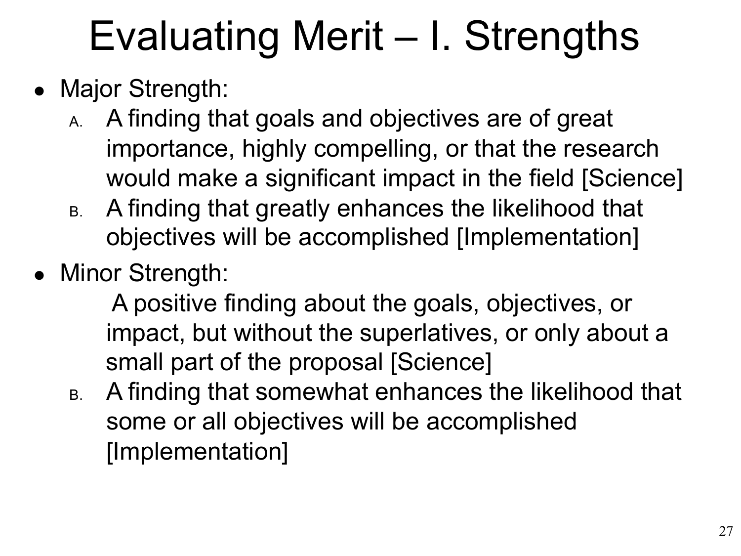# Evaluating Merit – I. Strengths

- Major Strength:
  - A. A finding that goals and objectives are of great importance, highly compelling, or that the research would make a significant impact in the field [Science]
  - B. A finding that greatly enhances the likelihood that objectives will be accomplished [Implementation]
- Minor Strength:
  - A positive finding about the goals, objectives, or impact, but without the superlatives, or only about a small part of the proposal [Science]
  - B. A finding that somewhat enhances the likelihood that some or all objectives will be accomplished [Implementation]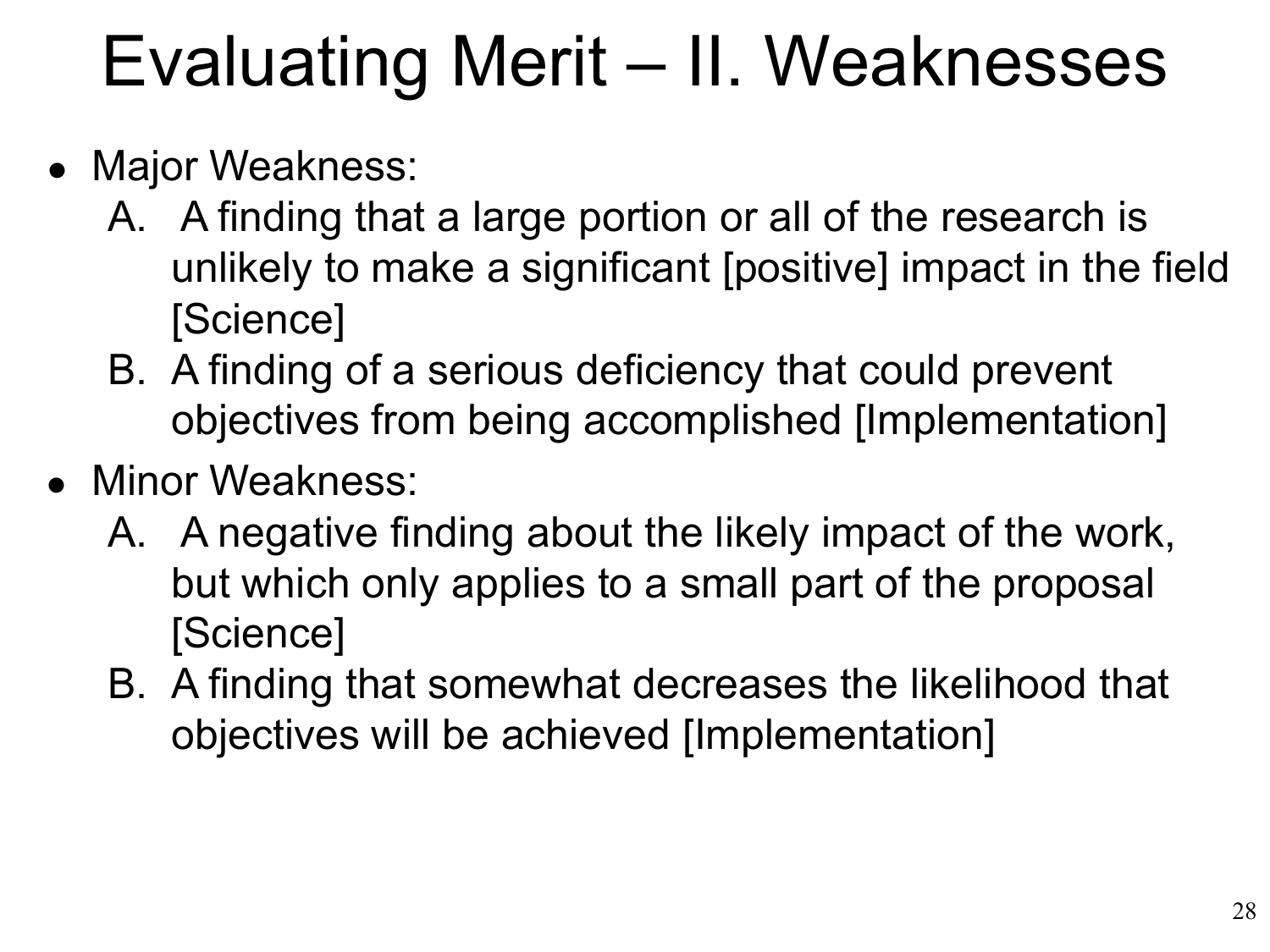# Evaluating Merit – II. Weaknesses

- Major Weakness:
  A. A finding that a large portion or all of the research is unlikely to make a significant [positive] impact in the field [Science]
  B. A finding of a serious deficiency that could prevent objectives from being accomplished [Implementation]
- Minor Weakness:
  A. A negative finding about the likely impact of the work, but which only applies to a small part of the proposal [Science]
  B. A finding that somewhat decreases the likelihood that objectives will be achieved [Implementation]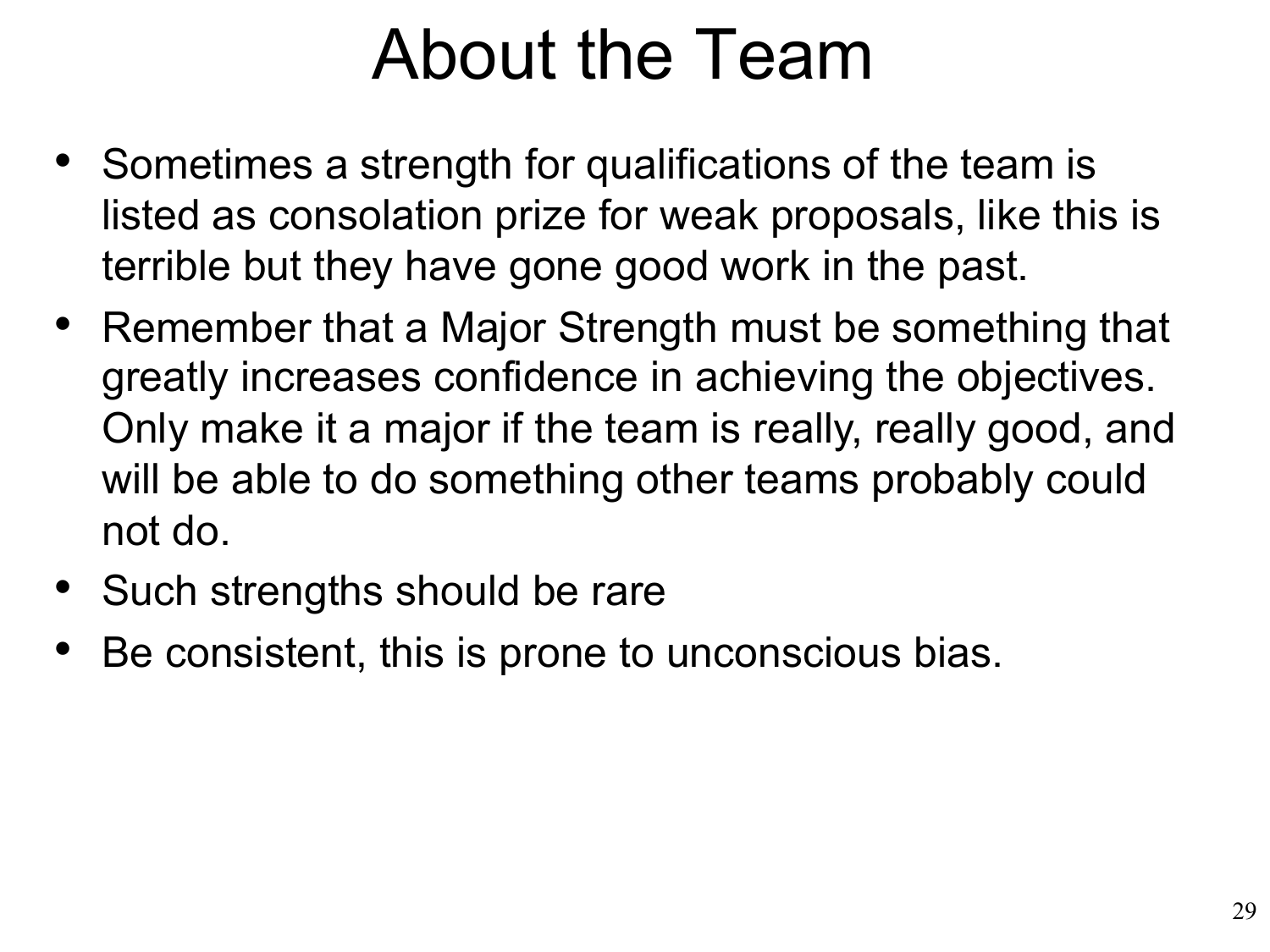# About the Team

- Sometimes a strength for qualifications of the team is listed as consolation prize for weak proposals, like this is terrible but they have gone good work in the past.
- Remember that a Major Strength must be something that greatly increases confidence in achieving the objectives. Only make it a major if the team is really, really good, and will be able to do something other teams probably could not do.
- Such strengths should be rare
- Be consistent, this is prone to unconscious bias.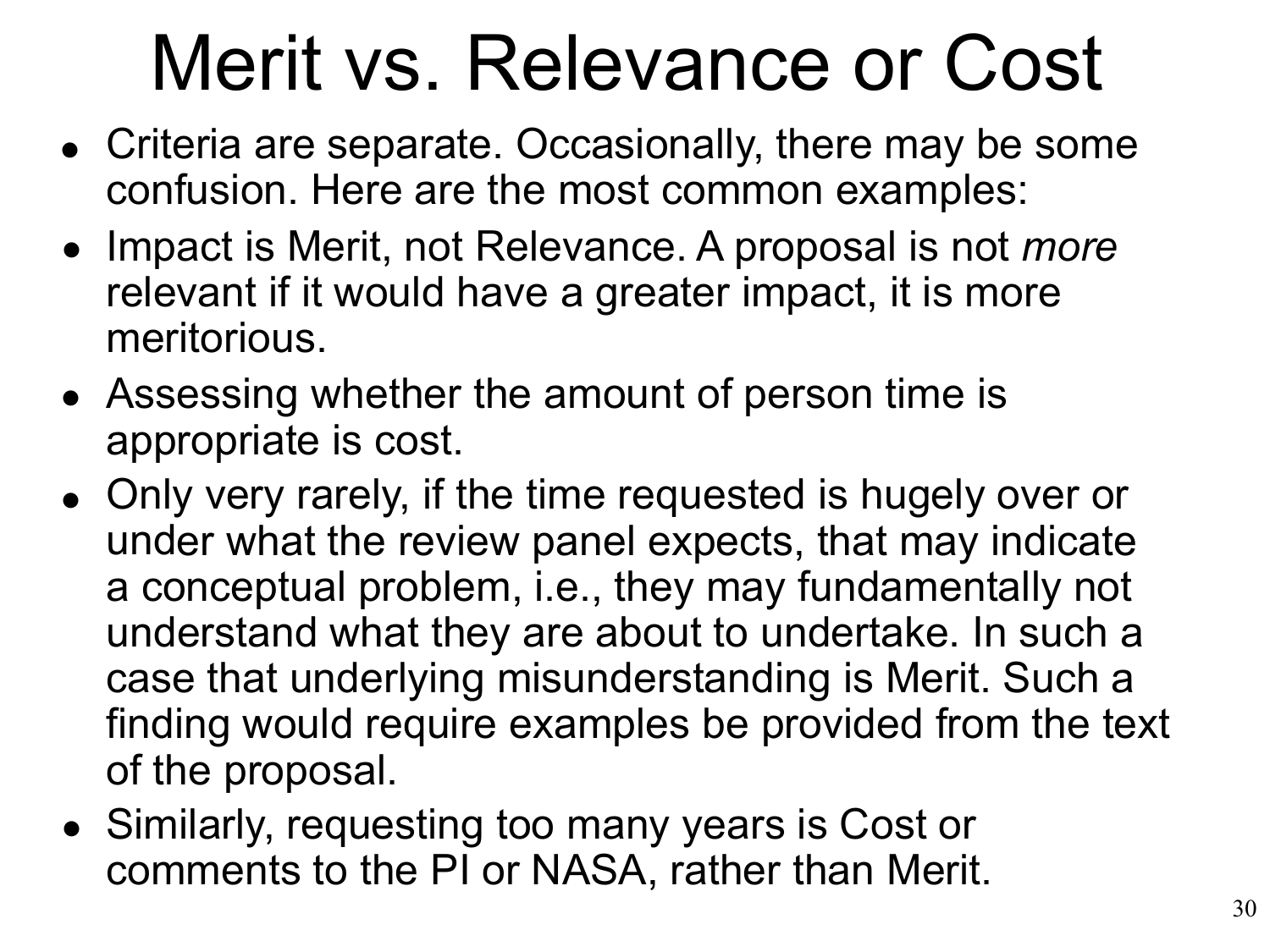# Merit vs. Relevance or Cost

- Criteria are separate. Occasionally, there may be some confusion. Here are the most common examples:
- Impact is Merit, not Relevance. A proposal is not *more* relevant if it would have a greater impact, it is more meritorious.
- Assessing whether the amount of person time is appropriate is cost.
- Only very rarely, if the time requested is hugely over or under what the review panel expects, that may indicate a conceptual problem, i.e., they may fundamentally not understand what they are about to undertake. In such a case that underlying misunderstanding is Merit. Such a finding would require examples be provided from the text of the proposal.
- Similarly, requesting too many years is Cost or comments to the PI or NASA, rather than Merit.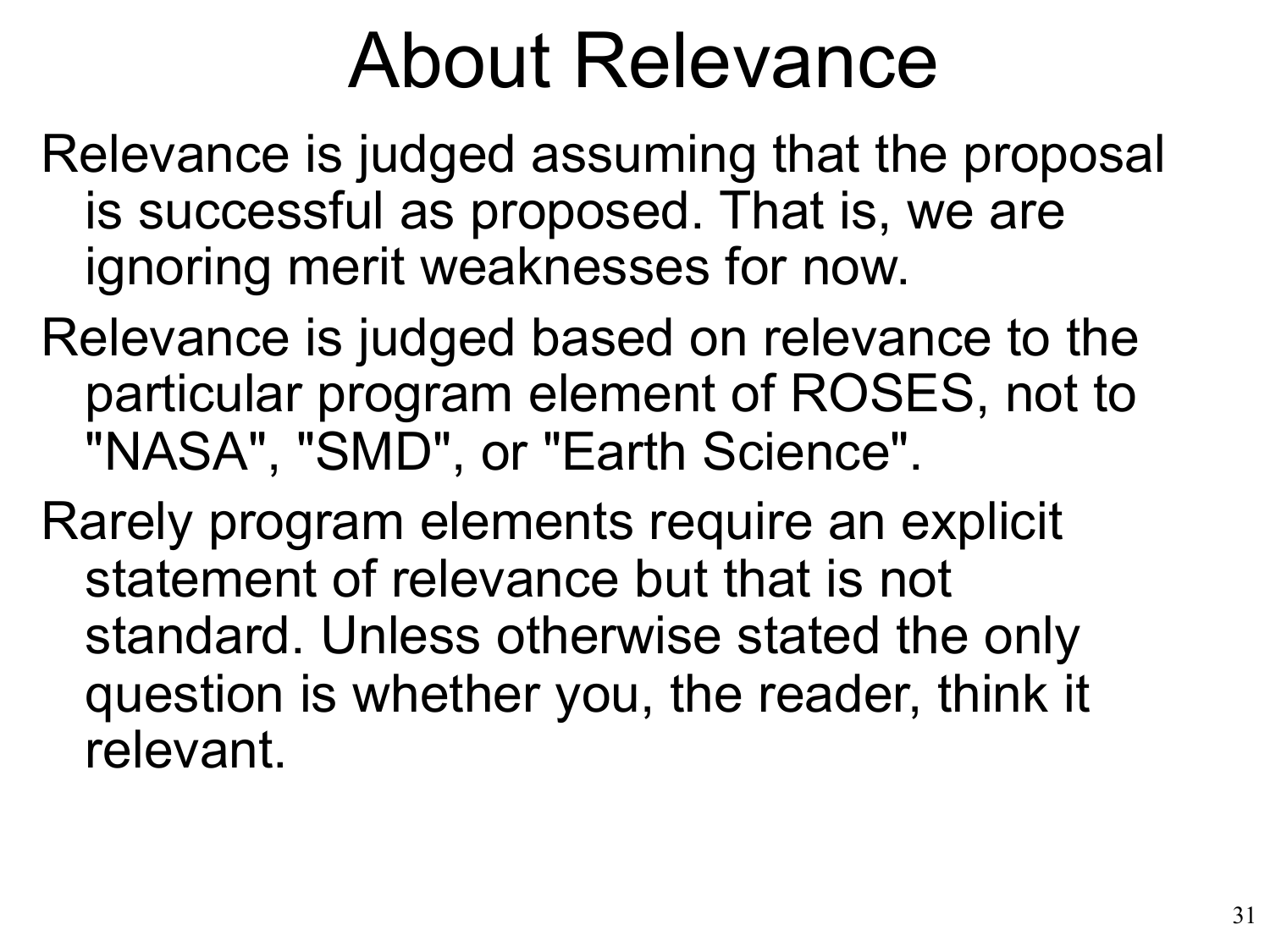# About Relevance

Relevance is judged assuming that the proposal is successful as proposed. That is, we are ignoring merit weaknesses for now.

Relevance is judged based on relevance to the particular program element of ROSES, not to "NASA", "SMD", or "Earth Science".

Rarely program elements require an explicit statement of relevance but that is not standard. Unless otherwise stated the only question is whether you, the reader, think it relevant.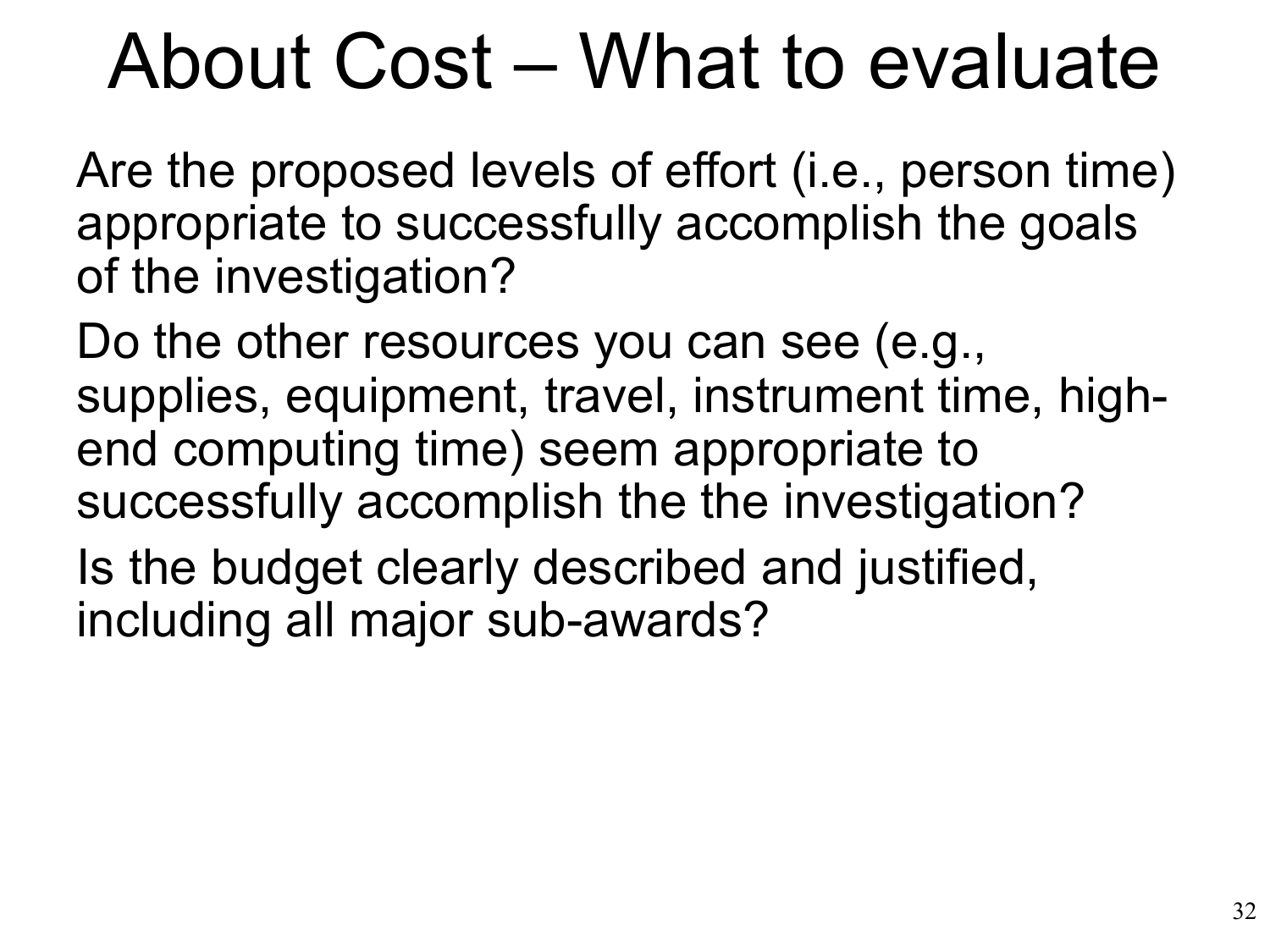# About Cost – What to evaluate

Are the proposed levels of effort (i.e., person time) appropriate to successfully accomplish the goals of the investigation?

Do the other resources you can see (e.g., supplies, equipment, travel, instrument time, high-end computing time) seem appropriate to successfully accomplish the the investigation?

Is the budget clearly described and justified, including all major sub-awards?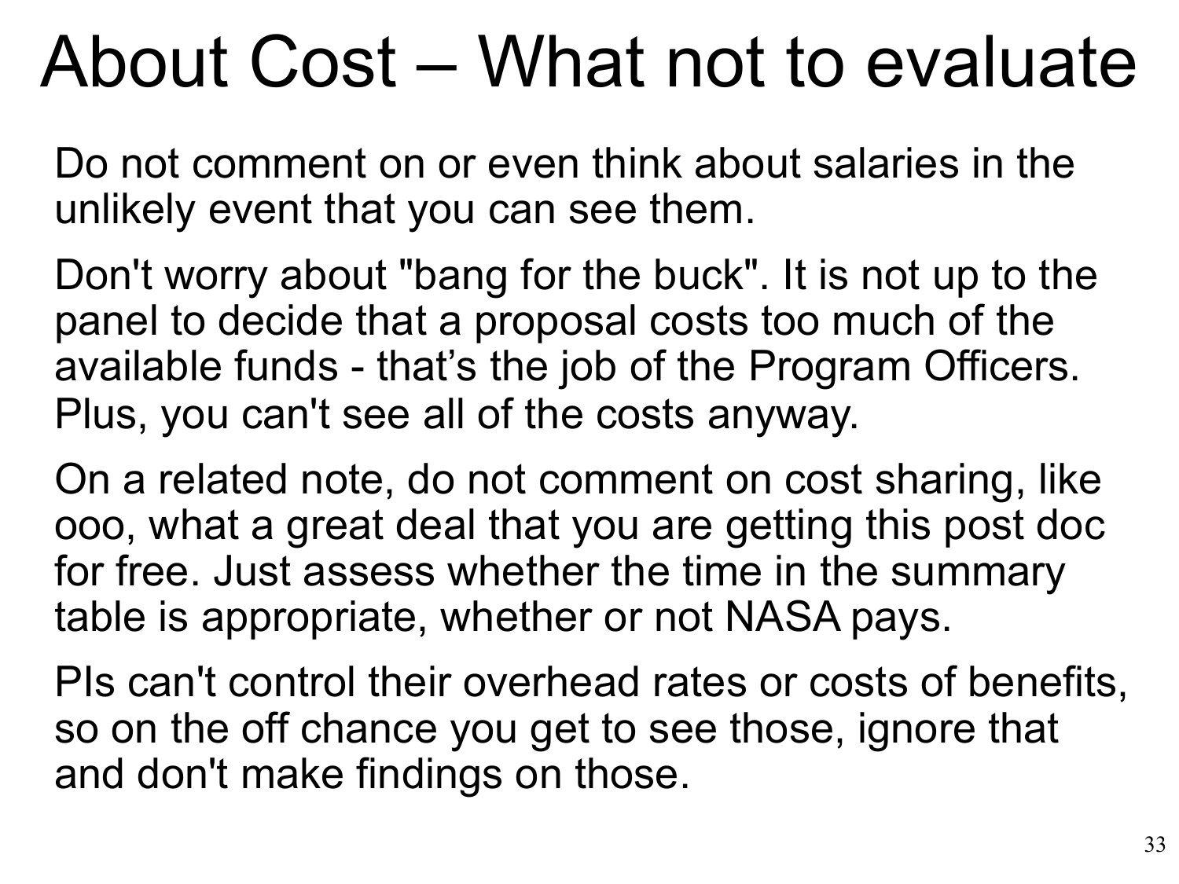# About Cost – What not to evaluate

Do not comment on or even think about salaries in the unlikely event that you can see them.

Don't worry about "bang for the buck". It is not up to the panel to decide that a proposal costs too much of the available funds - that’s the job of the Program Officers. Plus, you can't see all of the costs anyway.

On a related note, do not comment on cost sharing, like ooo, what a great deal that you are getting this post doc for free. Just assess whether the time in the summary table is appropriate, whether or not NASA pays.

PIs can't control their overhead rates or costs of benefits, so on the off chance you get to see those, ignore that and don't make findings on those.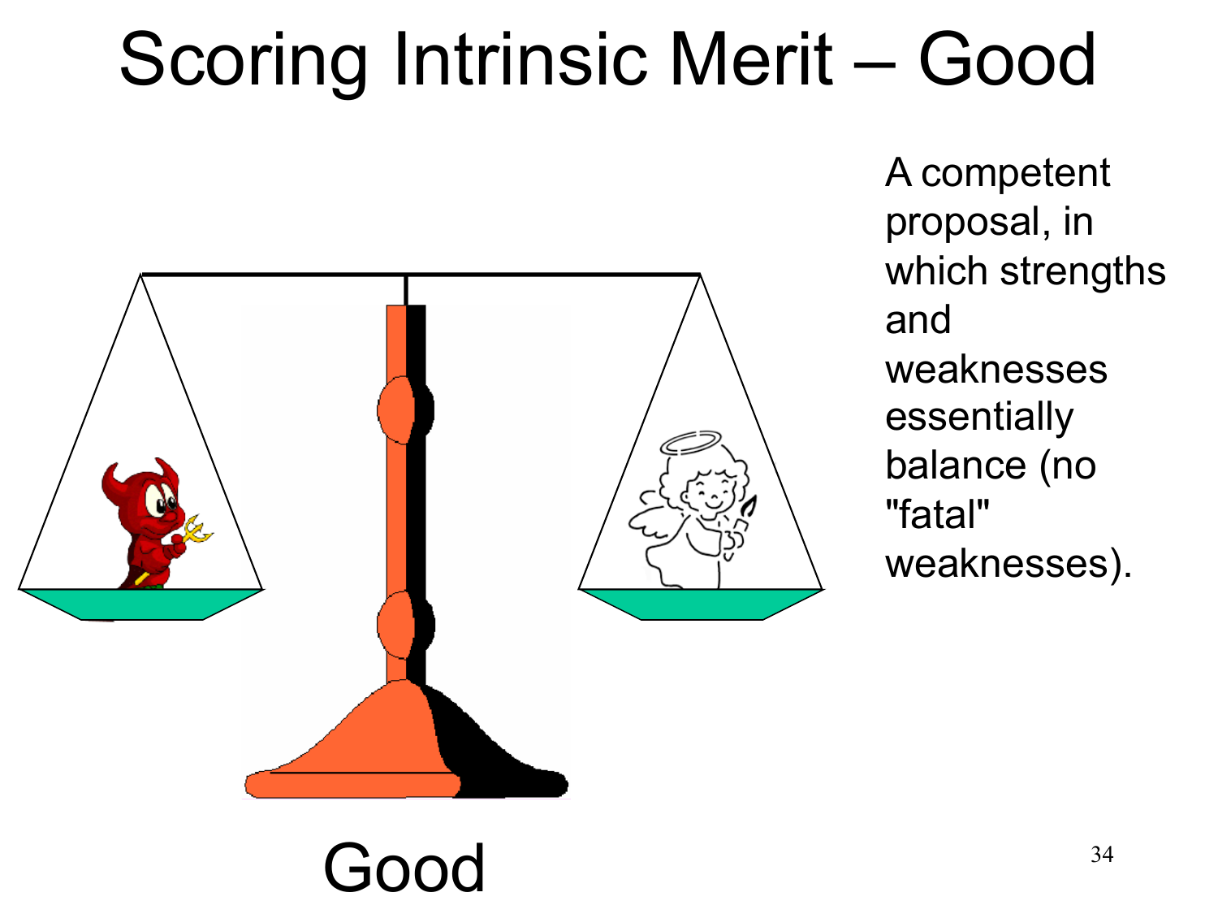# Scoring Intrinsic Merit – Good

A competent proposal, in which strengths and weaknesses essentially balance (no "fatal" weaknesses).

Good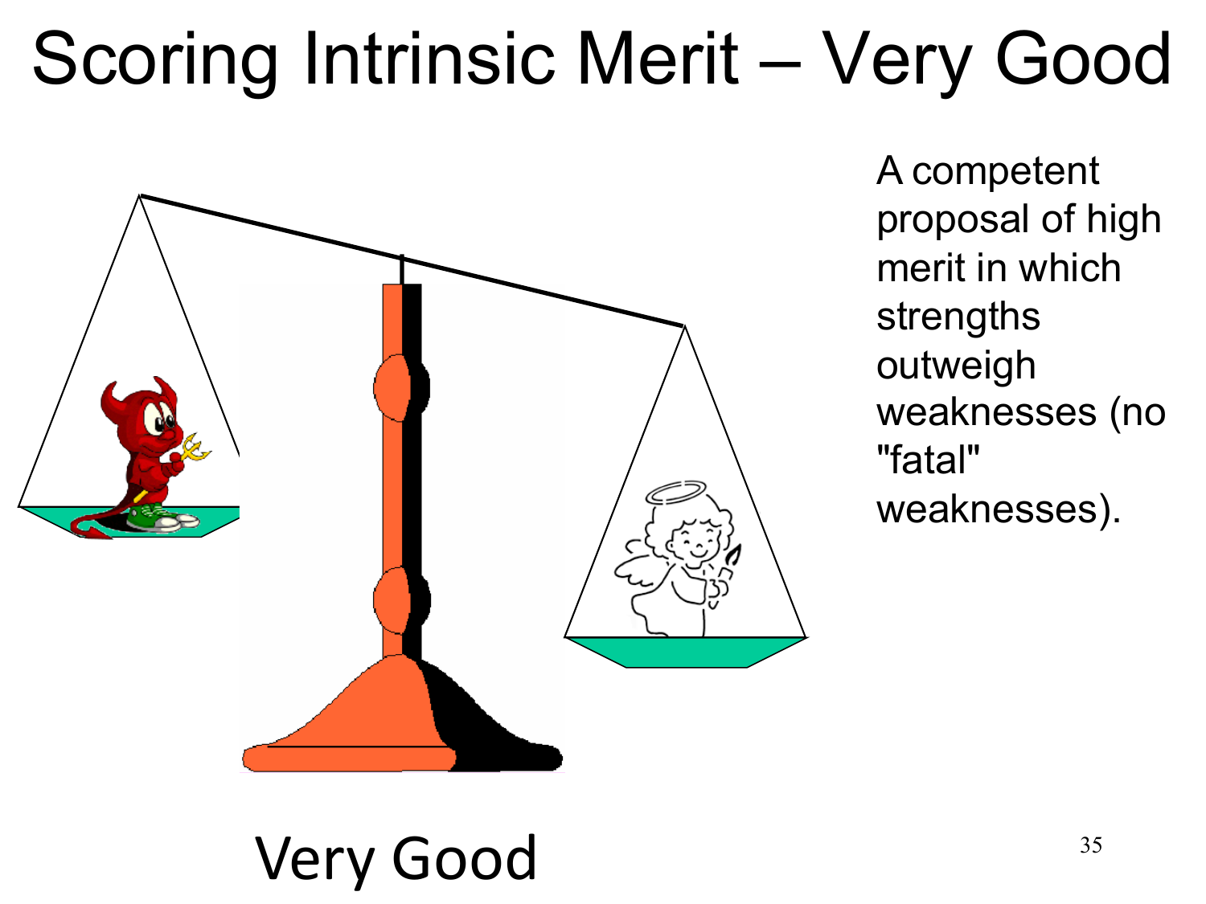# Scoring Intrinsic Merit – Very Good

A competent proposal of high merit in which strengths outweigh weaknesses (no "fatal" weaknesses).

Very Good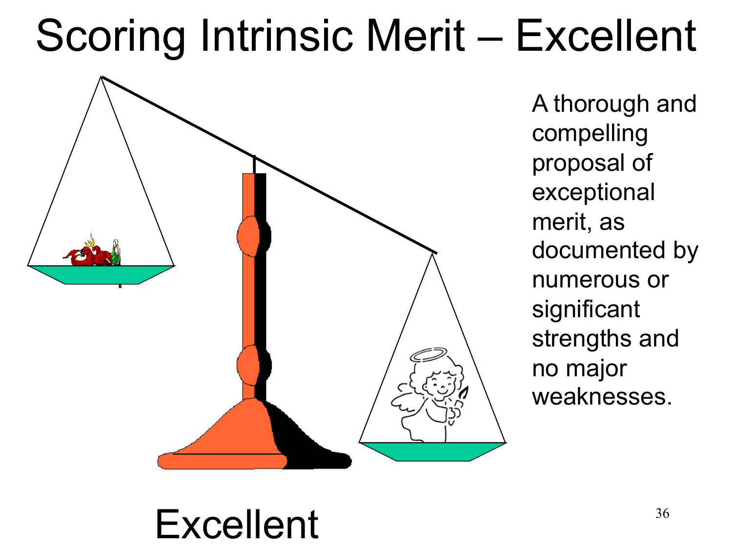# Scoring Intrinsic Merit – Excellent

A thorough and compelling proposal of exceptional merit, as documented by numerous or significant strengths and no major weaknesses.

Excellent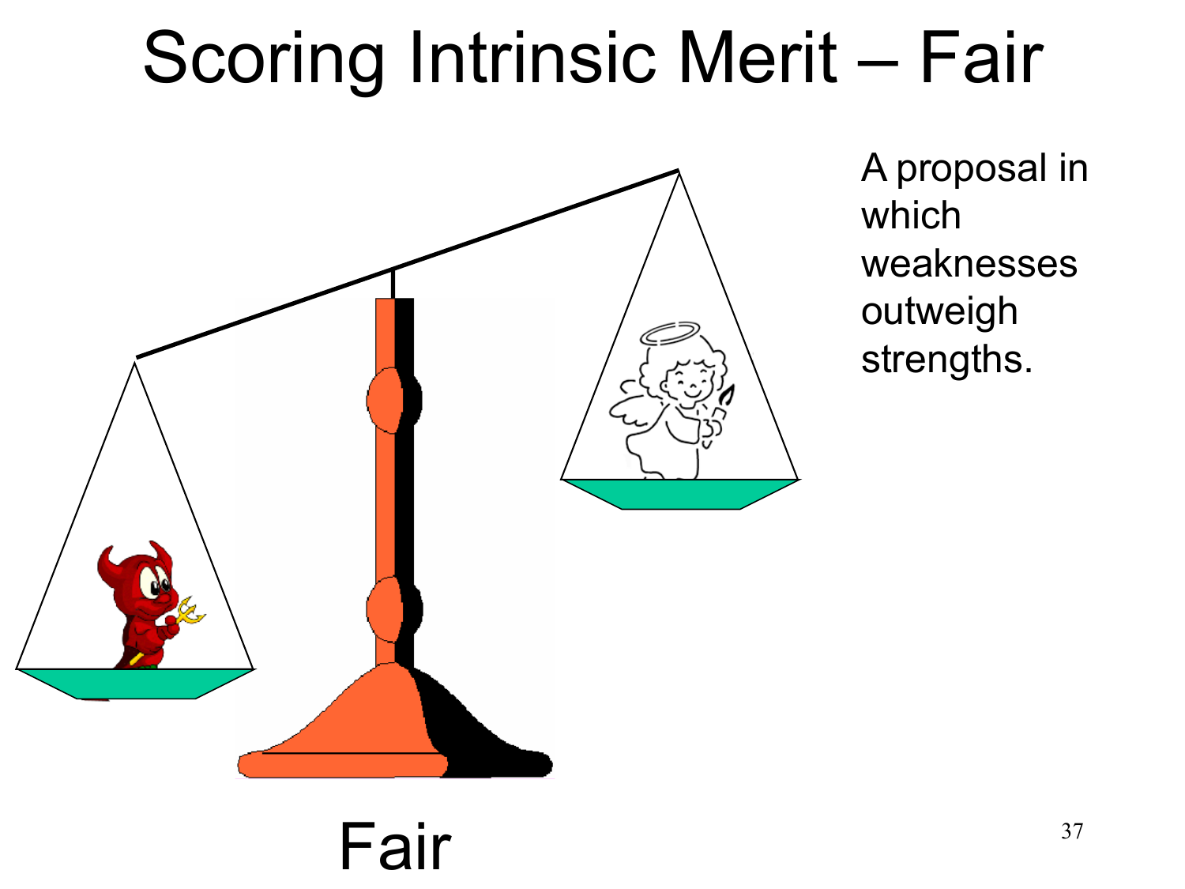# Scoring Intrinsic Merit – Fair

A proposal in which weaknesses outweigh strengths.

Fair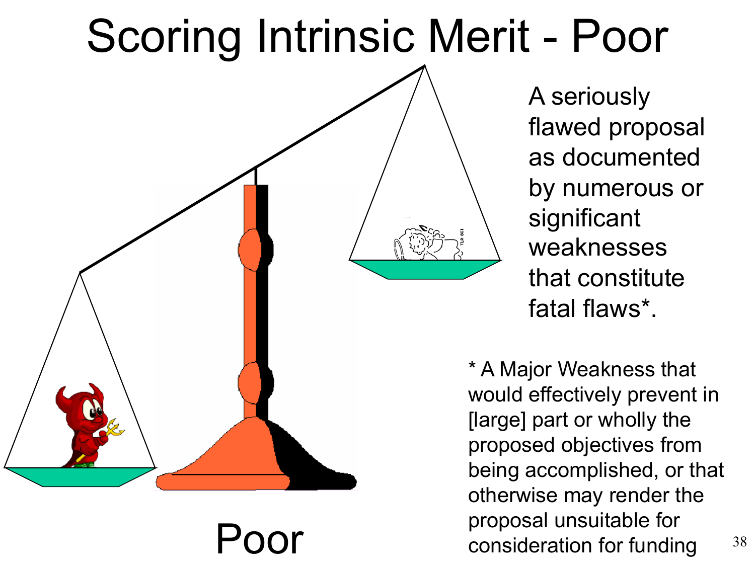# Scoring Intrinsic Merit - Poor

A seriously flawed proposal as documented by numerous or significant weaknesses that constitute fatal flaws*.

Poor

* A Major Weakness that would effectively prevent in [large] part or wholly the proposed objectives from being accomplished, or that otherwise may render the proposal unsuitable for consideration for funding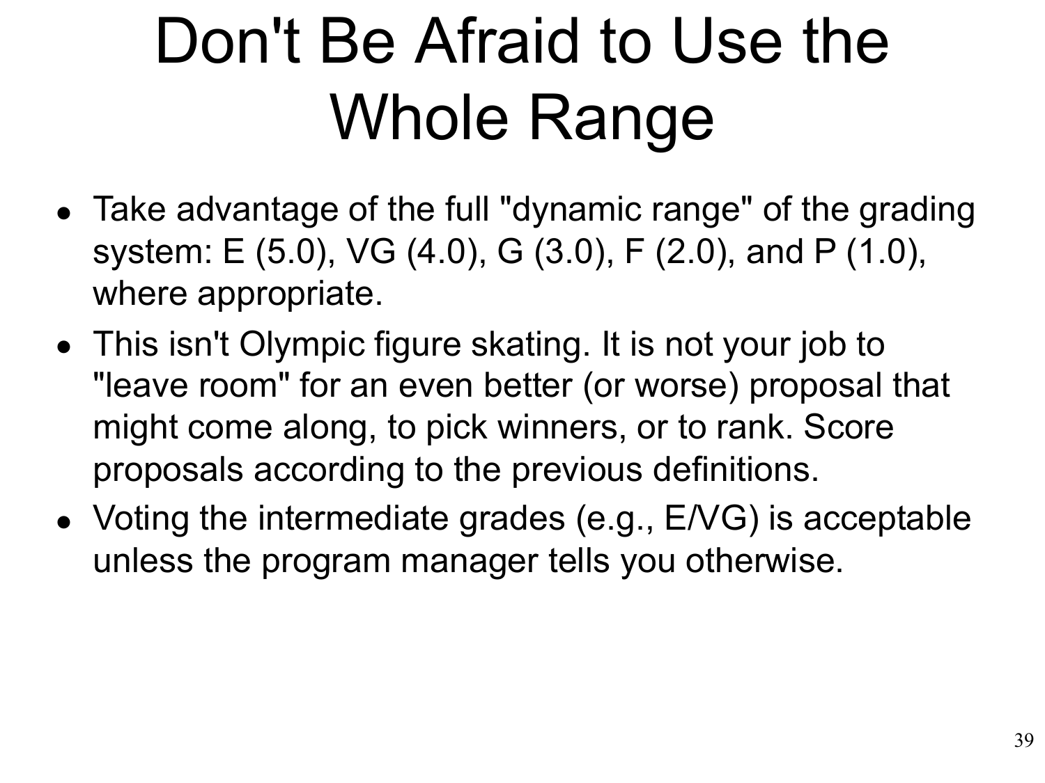# Don't Be Afraid to Use the Whole Range

- Take advantage of the full "dynamic range" of the grading system: E (5.0), VG (4.0), G (3.0), F (2.0), and P (1.0), where appropriate.
- This isn't Olympic figure skating. It is not your job to "leave room" for an even better (or worse) proposal that might come along, to pick winners, or to rank. Score proposals according to the previous definitions.
- Voting the intermediate grades (e.g., E/VG) is acceptable unless the program manager tells you otherwise.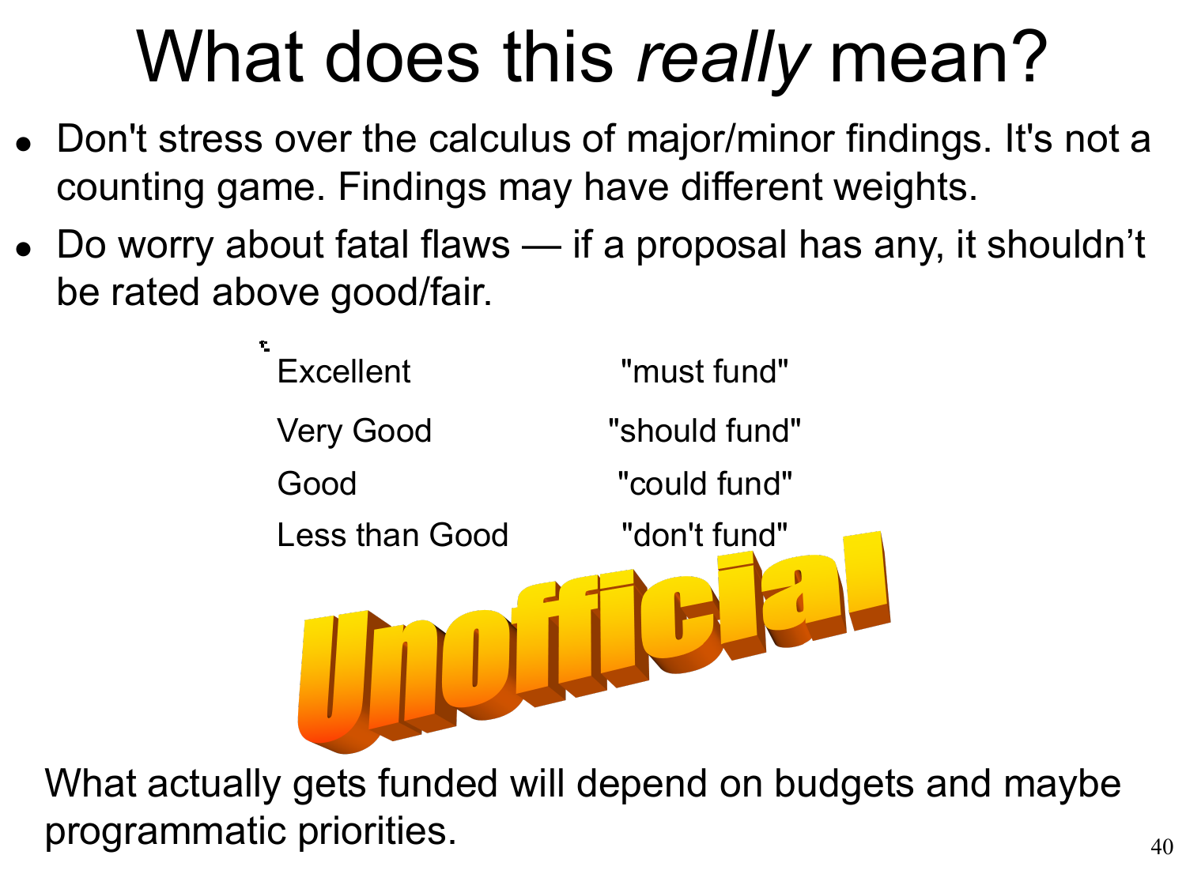# What does this *really* mean?

- Don't stress over the calculus of major/minor findings. It's not a counting game. Findings may have different weights.
- Do worry about fatal flaws — if a proposal has any, it shouldn't be rated above good/fair.

| | |
|---|---|
| Excellent | "must fund" |
| Very Good | "should fund" |
| Good | "could fund" |
| Less than Good | "don't fund" |

Unofficial

What actually gets funded will depend on budgets and maybe programmatic priorities.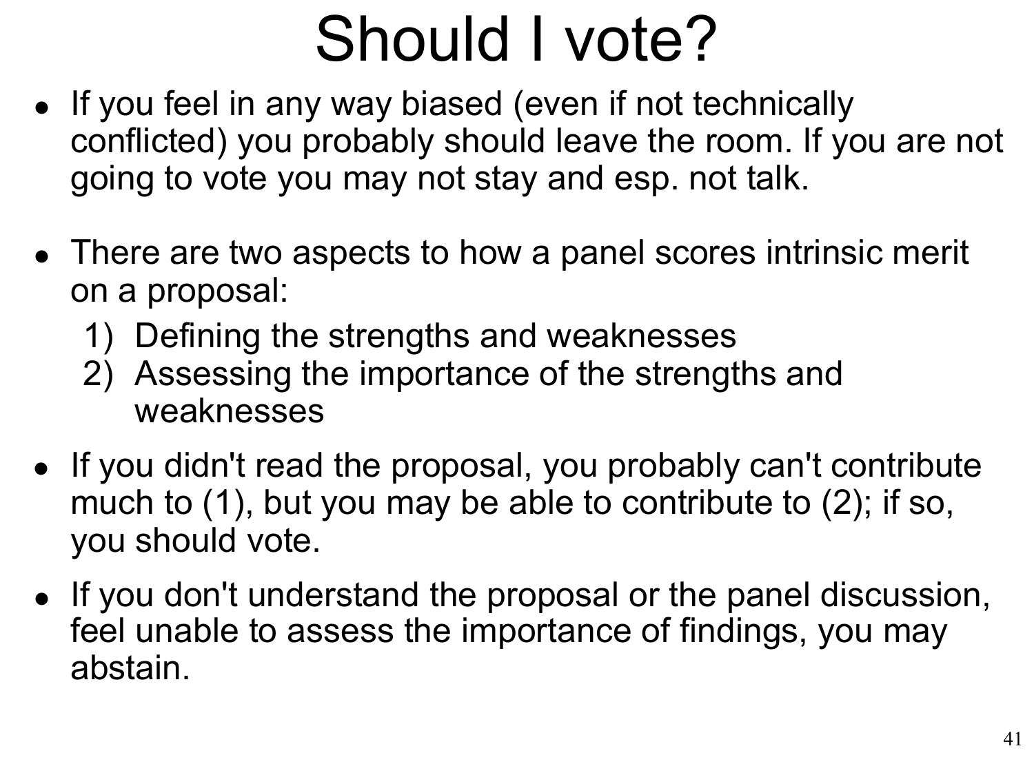# Should I vote?

- If you feel in any way biased (even if not technically conflicted) you probably should leave the room. If you are not going to vote you may not stay and esp. not talk.
- There are two aspects to how a panel scores intrinsic merit on a proposal:
  1) Defining the strengths and weaknesses
  2) Assessing the importance of the strengths and weaknesses
- If you didn't read the proposal, you probably can't contribute much to (1), but you may be able to contribute to (2); if so, you should vote.
- If you don't understand the proposal or the panel discussion, feel unable to assess the importance of findings, you may abstain.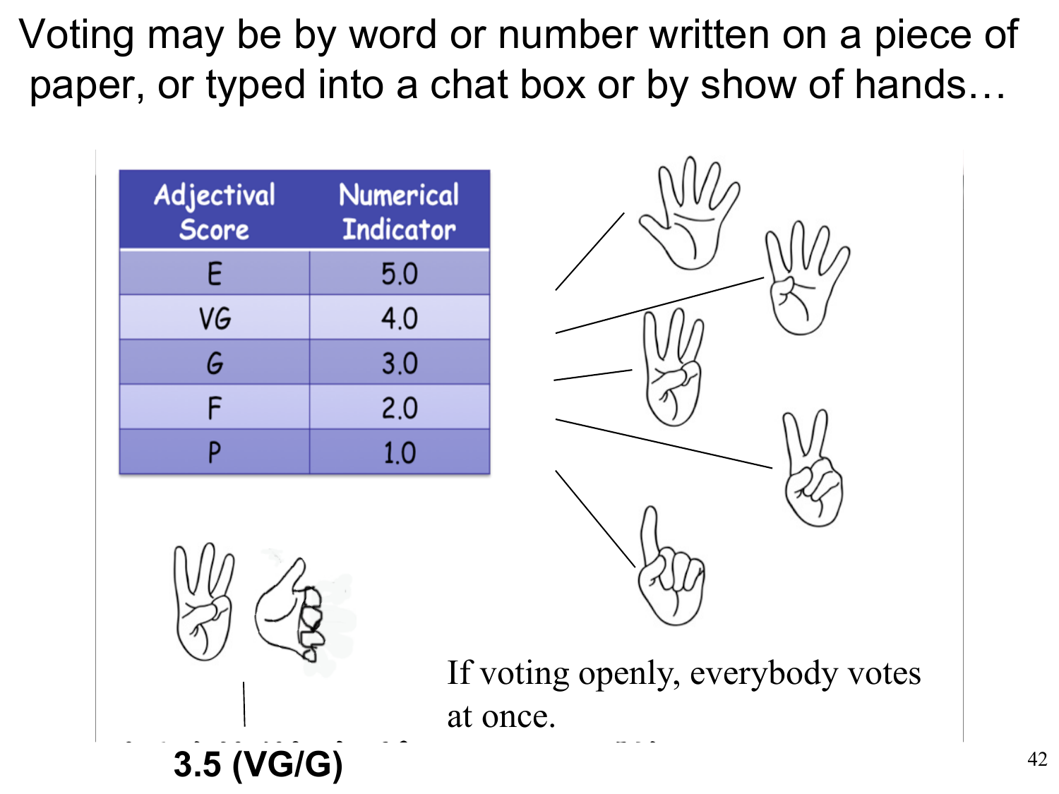Voting may be by word or number written on a piece of paper, or typed into a chat box or by show of hands…

| Adjectival Score | Numerical Indicator |
| --- | --- |
| E | 5.0 |
| VG | 4.0 |
| G | 3.0 |
| F | 2.0 |
| P | 1.0 |

**3.5 (VG/G)**

If voting openly, everybody votes at once.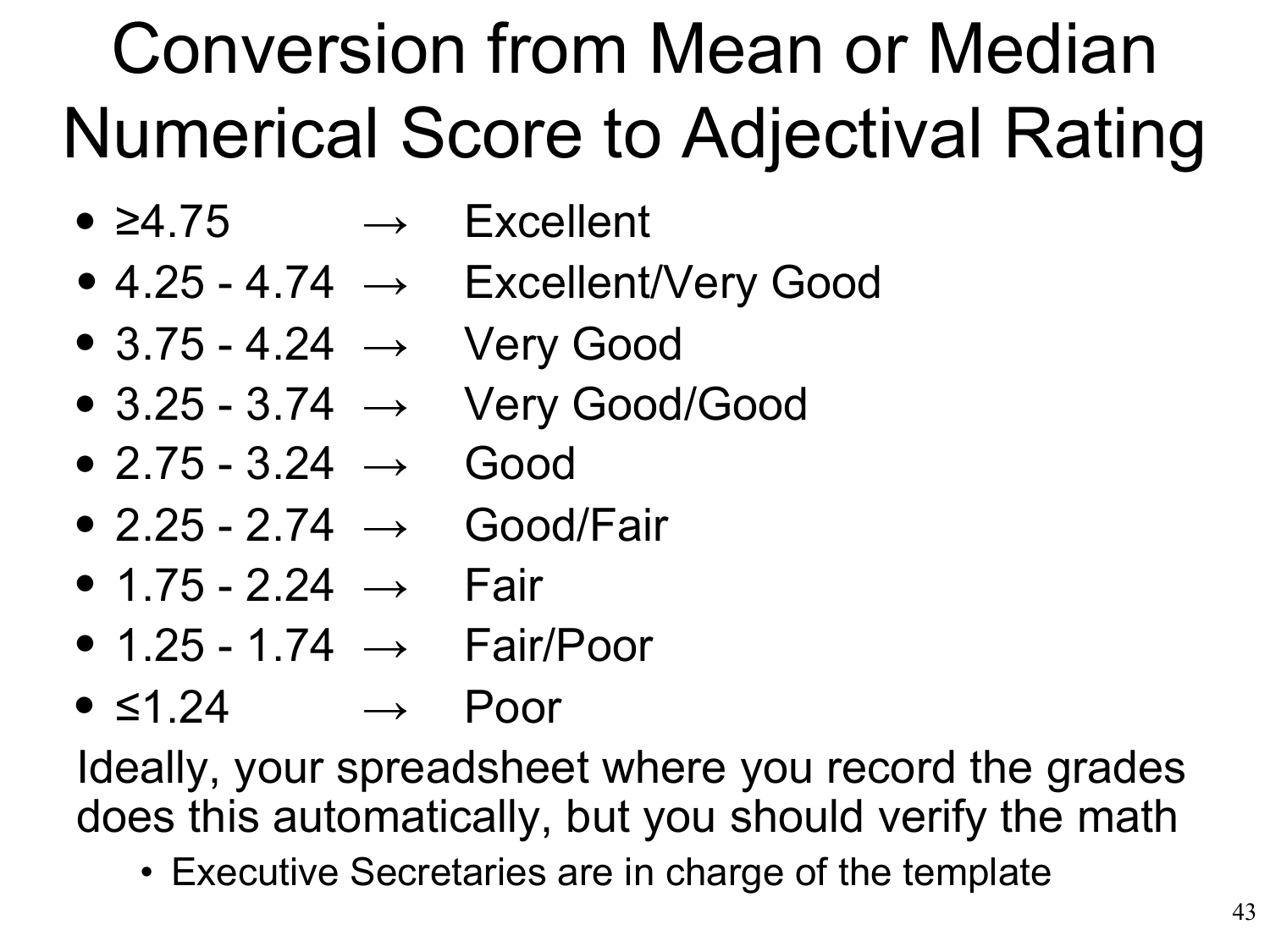# Conversion from Mean or Median Numerical Score to Adjectival Rating

- ≥4.75 → Excellent
- 4.25 - 4.74 → Excellent/Very Good
- 3.75 - 4.24 → Very Good
- 3.25 - 3.74 → Very Good/Good
- 2.75 - 3.24 → Good
- 2.25 - 2.74 → Good/Fair
- 1.75 - 2.24 → Fair
- 1.25 - 1.74 → Fair/Poor
- ≤1.24 → Poor

Ideally, your spreadsheet where you record the grades does this automatically, but you should verify the math

- Executive Secretaries are in charge of the template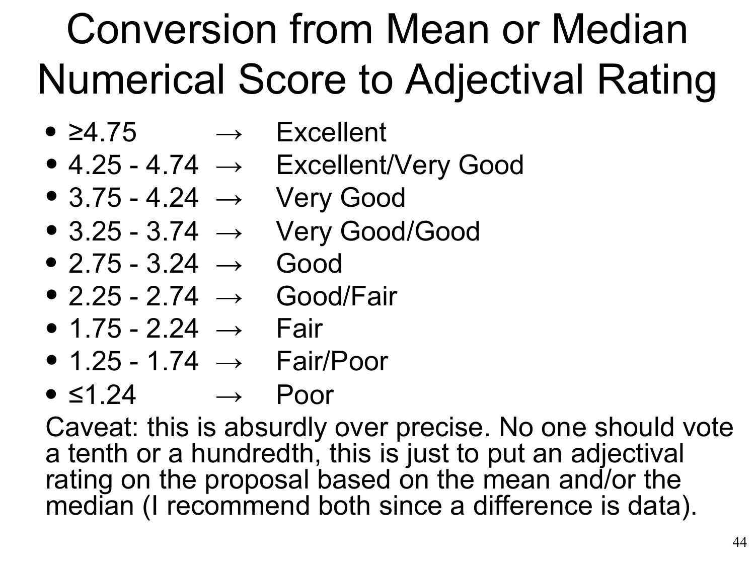# Conversion from Mean or Median Numerical Score to Adjectival Rating

- ≥4.75 → Excellent
- 4.25 - 4.74 → Excellent/Very Good
- 3.75 - 4.24 → Very Good
- 3.25 - 3.74 → Very Good/Good
- 2.75 - 3.24 → Good
- 2.25 - 2.74 → Good/Fair
- 1.75 - 2.24 → Fair
- 1.25 - 1.74 → Fair/Poor
- ≤1.24 → Poor

Caveat: this is absurdly over precise. No one should vote a tenth or a hundredth, this is just to put an adjectival rating on the proposal based on the mean and/or the median (I recommend both since a difference is data).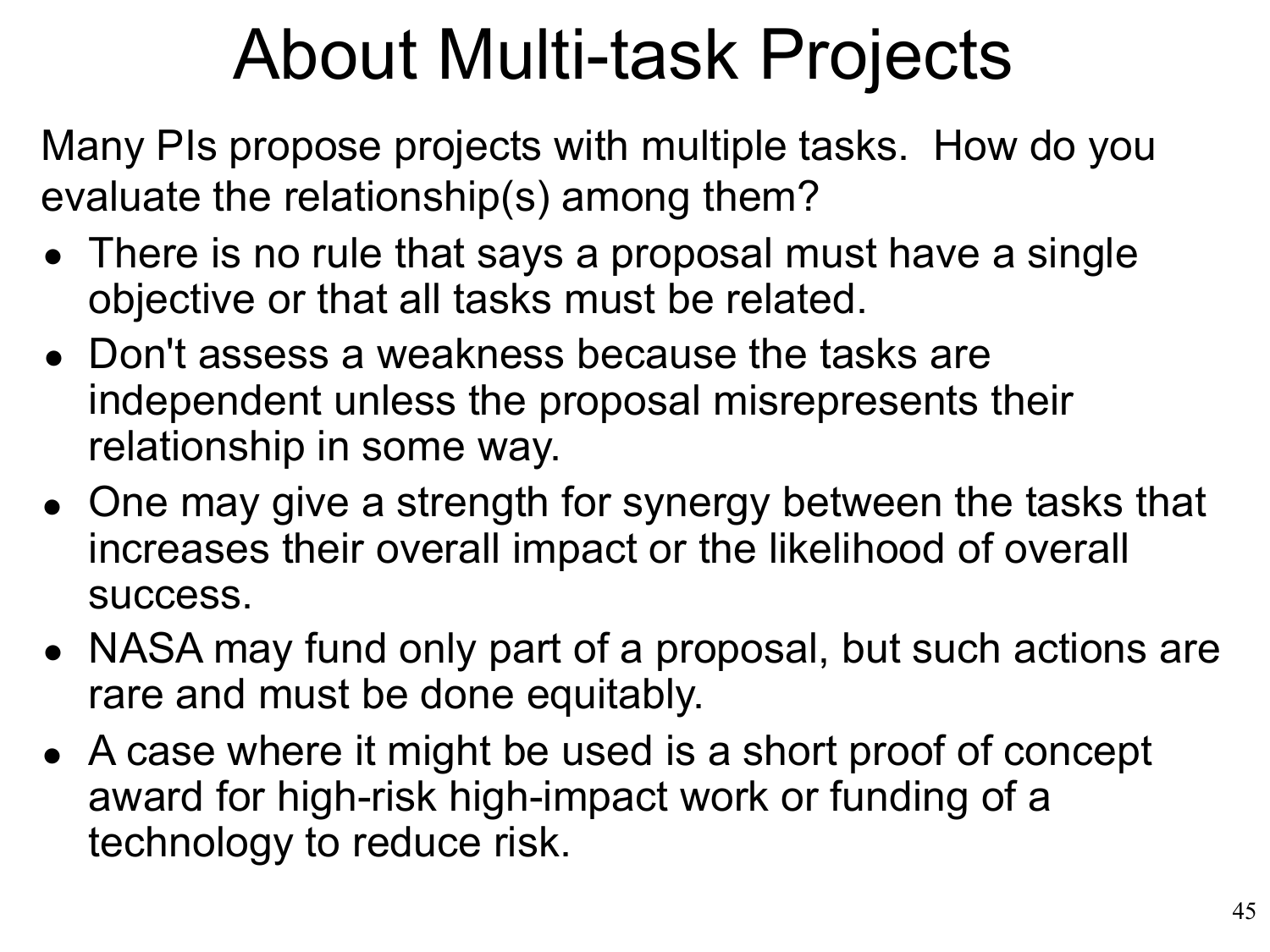# About Multi-task Projects

Many PIs propose projects with multiple tasks. How do you evaluate the relationship(s) among them?

- There is no rule that says a proposal must have a single objective or that all tasks must be related.
- Don't assess a weakness because the tasks are independent unless the proposal misrepresents their relationship in some way.
- One may give a strength for synergy between the tasks that increases their overall impact or the likelihood of overall success.
- NASA may fund only part of a proposal, but such actions are rare and must be done equitably.
- A case where it might be used is a short proof of concept award for high-risk high-impact work or funding of a technology to reduce risk.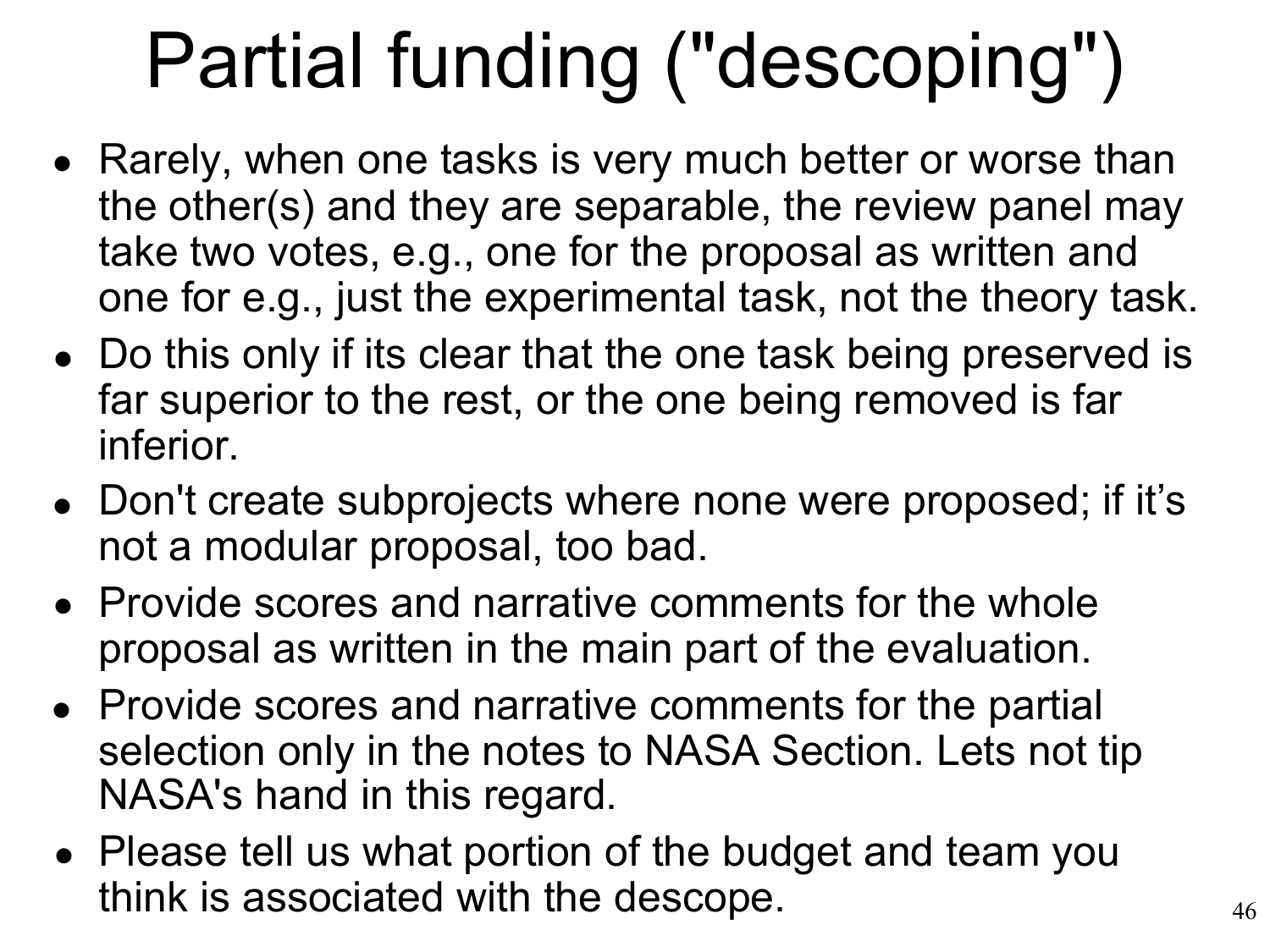# Partial funding ("descoping")

- Rarely, when one tasks is very much better or worse than the other(s) and they are separable, the review panel may take two votes, e.g., one for the proposal as written and one for e.g., just the experimental task, not the theory task.
- Do this only if its clear that the one task being preserved is far superior to the rest, or the one being removed is far inferior.
- Don't create subprojects where none were proposed; if it's not a modular proposal, too bad.
- Provide scores and narrative comments for the whole proposal as written in the main part of the evaluation.
- Provide scores and narrative comments for the partial selection only in the notes to NASA Section. Lets not tip NASA's hand in this regard.
- Please tell us what portion of the budget and team you think is associated with the descope.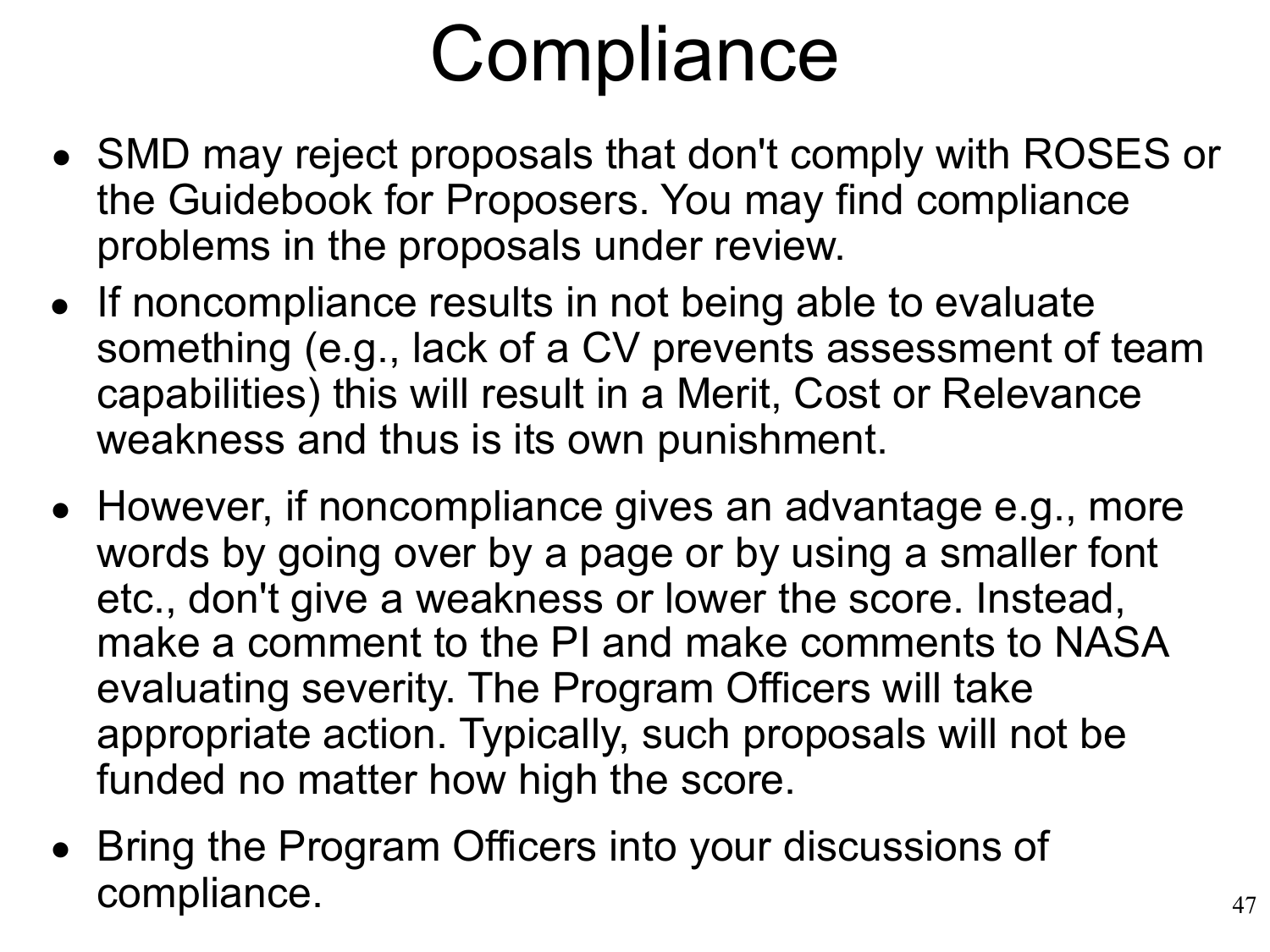# Compliance

- SMD may reject proposals that don't comply with ROSES or the Guidebook for Proposers. You may find compliance problems in the proposals under review.
- If noncompliance results in not being able to evaluate something (e.g., lack of a CV prevents assessment of team capabilities) this will result in a Merit, Cost or Relevance weakness and thus is its own punishment.
- However, if noncompliance gives an advantage e.g., more words by going over by a page or by using a smaller font etc., don't give a weakness or lower the score. Instead, make a comment to the PI and make comments to NASA evaluating severity. The Program Officers will take appropriate action. Typically, such proposals will not be funded no matter how high the score.
- Bring the Program Officers into your discussions of compliance.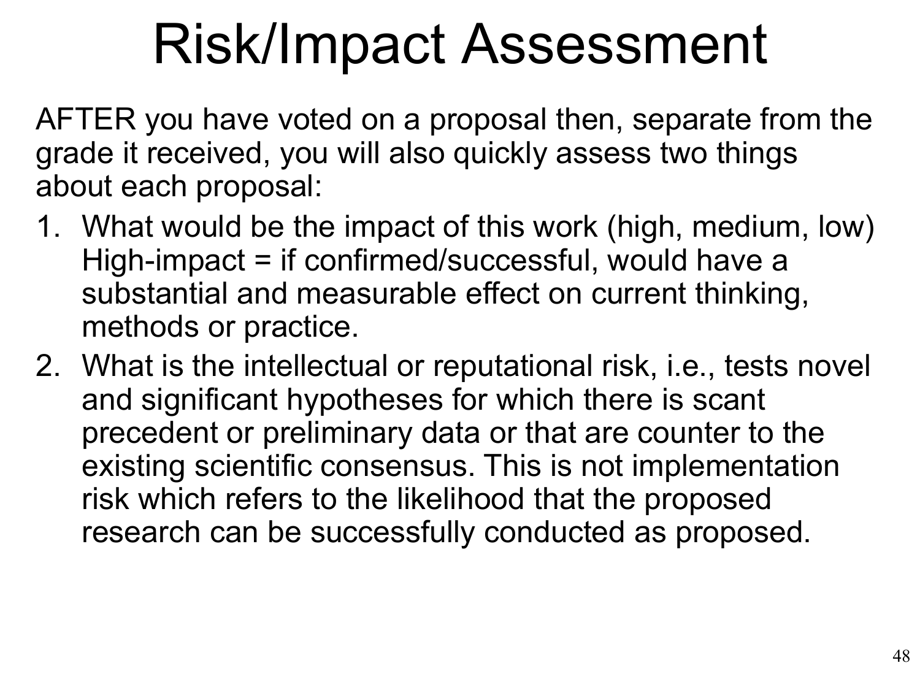# Risk/Impact Assessment

AFTER you have voted on a proposal then, separate from the grade it received, you will also quickly assess two things about each proposal:

1. What would be the impact of this work (high, medium, low) High-impact = if confirmed/successful, would have a substantial and measurable effect on current thinking, methods or practice.
2. What is the intellectual or reputational risk, i.e., tests novel and significant hypotheses for which there is scant precedent or preliminary data or that are counter to the existing scientific consensus. This is not implementation risk which refers to the likelihood that the proposed research can be successfully conducted as proposed.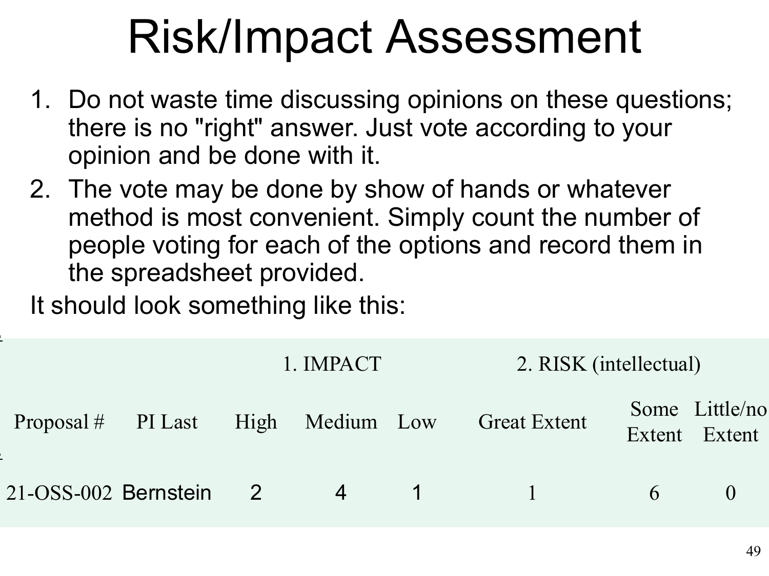# Risk/Impact Assessment

1. Do not waste time discussing opinions on these questions; there is no "right" answer. Just vote according to your opinion and be done with it.
2. The vote may be done by show of hands or whatever method is most convenient. Simply count the number of people voting for each of the options and record them in the spreadsheet provided.

It should look something like this:

| | | 1. IMPACT | | | 2. RISK (intellectual) | | |
|---|---|---|---|---|---|---|---|
| Proposal # | PI Last | High | Medium | Low | Great Extent | Some Extent | Little/no Extent |
| 21-OSS-002 | Bernstein | 2 | 4 | 1 | 1 | 6 | 0 |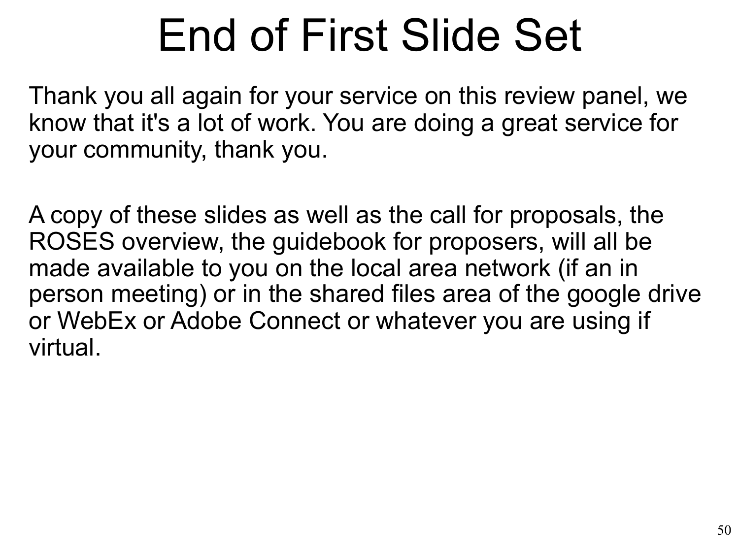# End of First Slide Set

Thank you all again for your service on this review panel, we know that it's a lot of work. You are doing a great service for your community, thank you.

A copy of these slides as well as the call for proposals, the ROSES overview, the guidebook for proposers, will all be made available to you on the local area network (if an in person meeting) or in the shared files area of the google drive or WebEx or Adobe Connect or whatever you are using if virtual.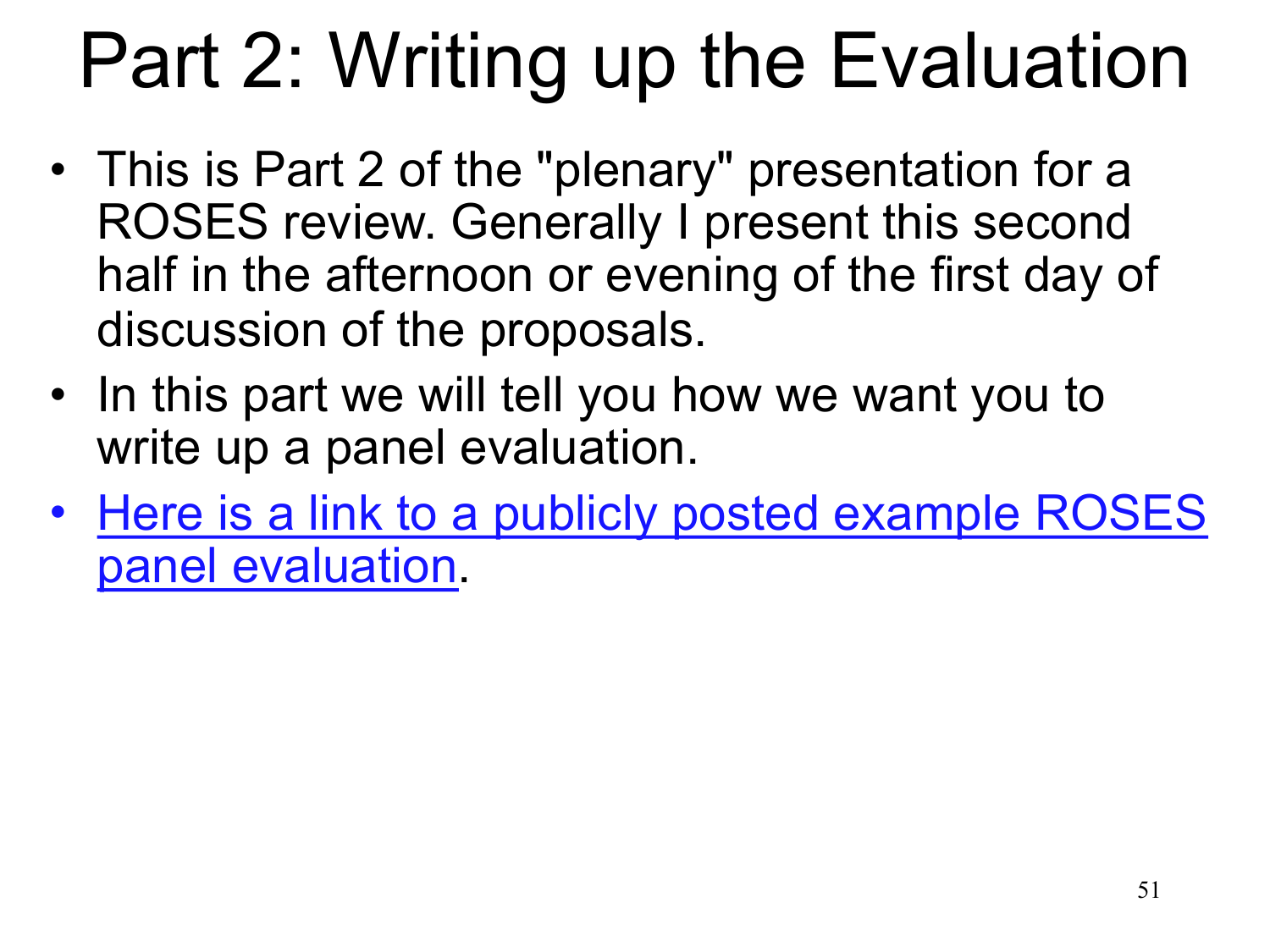# Part 2: Writing up the Evaluation

- This is Part 2 of the "plenary" presentation for a ROSES review. Generally I present this second half in the afternoon or evening of the first day of discussion of the proposals.
- In this part we will tell you how we want you to write up a panel evaluation.
- Here is a link to a publicly posted example ROSES panel evaluation.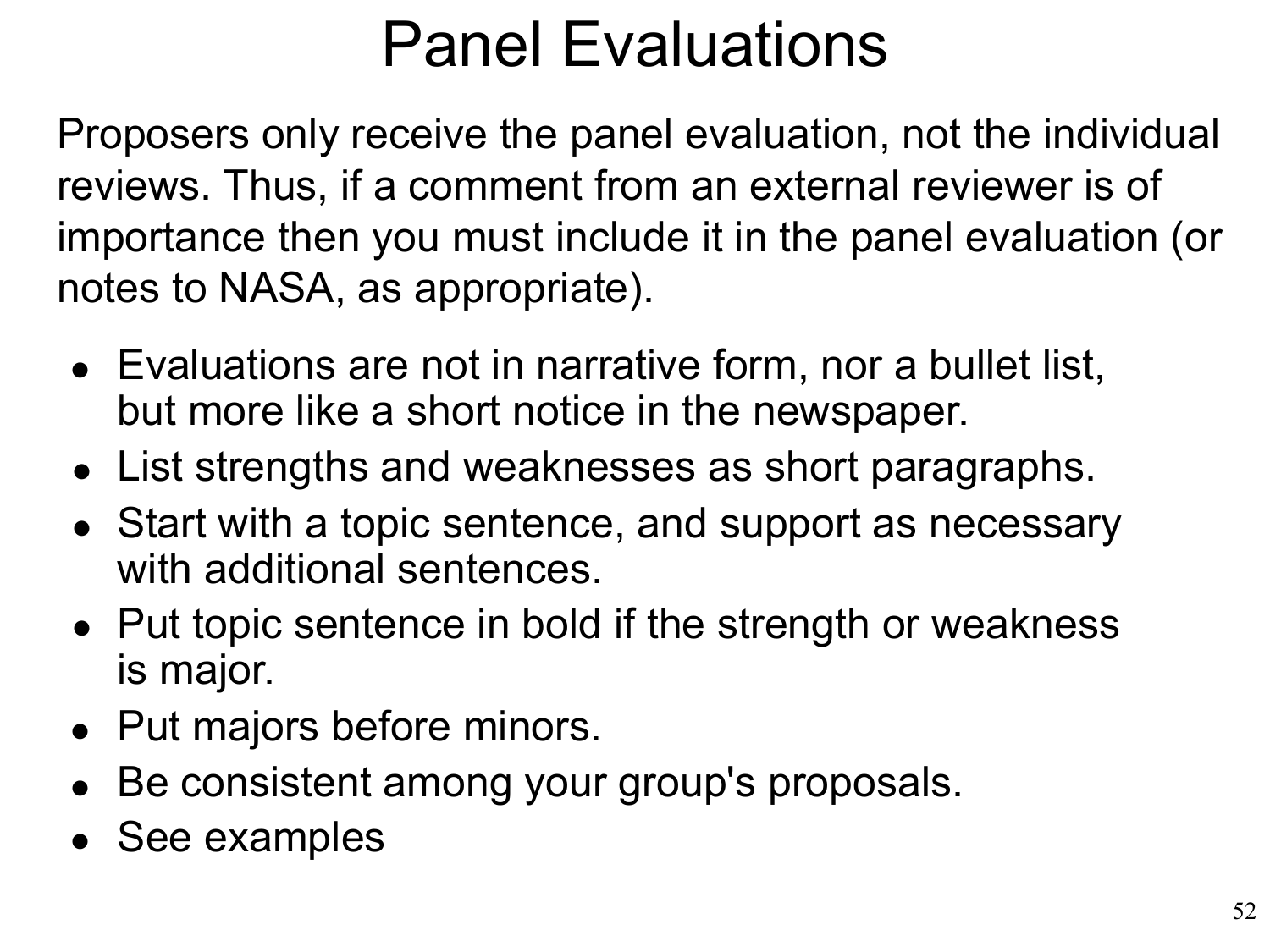# Panel Evaluations

Proposers only receive the panel evaluation, not the individual reviews. Thus, if a comment from an external reviewer is of importance then you must include it in the panel evaluation (or notes to NASA, as appropriate).

- Evaluations are not in narrative form, nor a bullet list, but more like a short notice in the newspaper.
- List strengths and weaknesses as short paragraphs.
- Start with a topic sentence, and support as necessary with additional sentences.
- Put topic sentence in bold if the strength or weakness is major.
- Put majors before minors.
- Be consistent among your group's proposals.
- See examples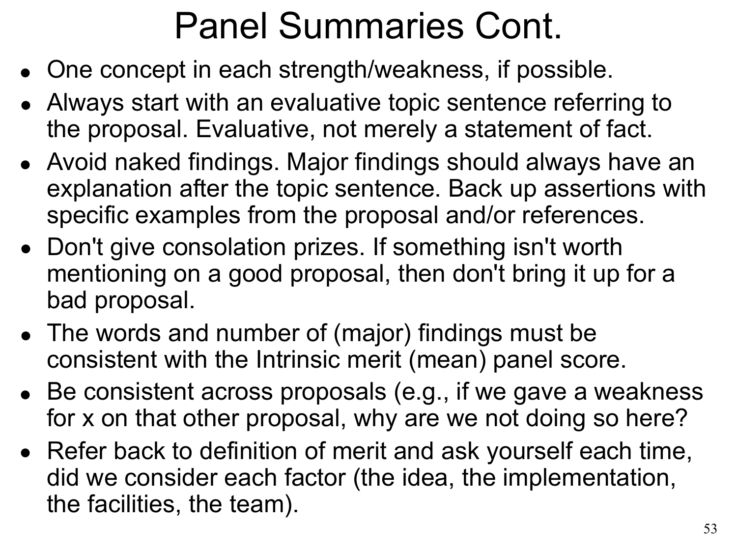# Panel Summaries Cont.

- One concept in each strength/weakness, if possible.
- Always start with an evaluative topic sentence referring to the proposal. Evaluative, not merely a statement of fact.
- Avoid naked findings. Major findings should always have an explanation after the topic sentence. Back up assertions with specific examples from the proposal and/or references.
- Don't give consolation prizes. If something isn't worth mentioning on a good proposal, then don't bring it up for a bad proposal.
- The words and number of (major) findings must be consistent with the Intrinsic merit (mean) panel score.
- Be consistent across proposals (e.g., if we gave a weakness for x on that other proposal, why are we not doing so here?
- Refer back to definition of merit and ask yourself each time, did we consider each factor (the idea, the implementation, the facilities, the team).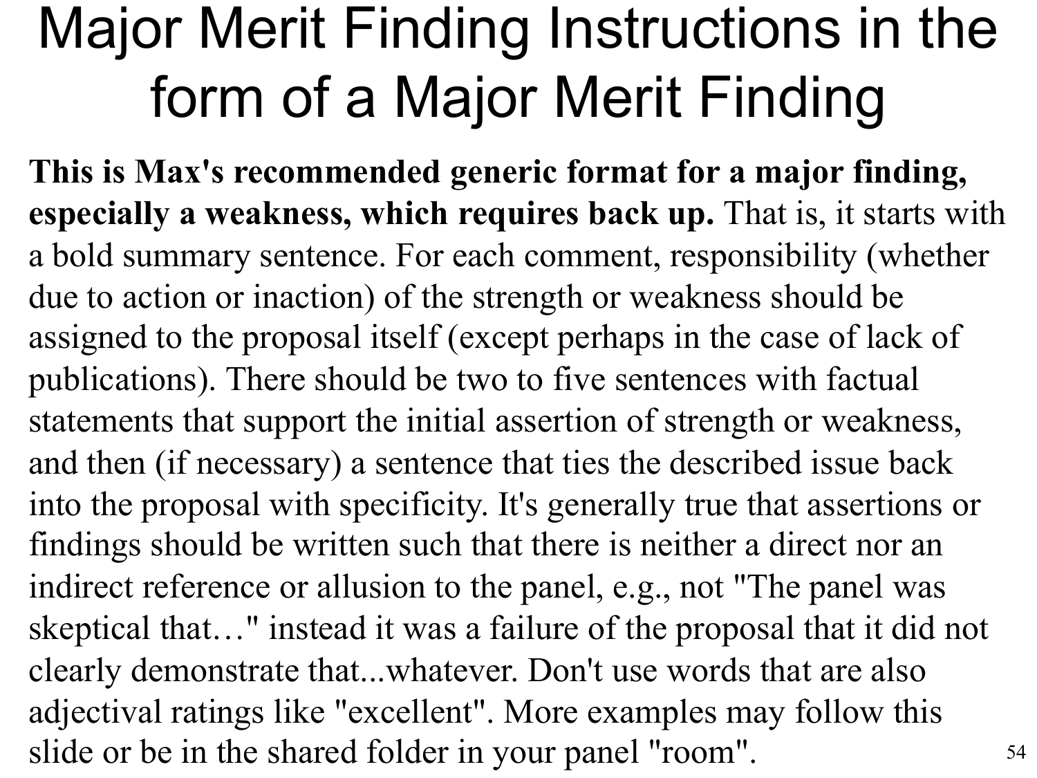# Major Merit Finding Instructions in the form of a Major Merit Finding

**This is Max's recommended generic format for a major finding, especially a weakness, which requires back up.** That is, it starts with a bold summary sentence. For each comment, responsibility (whether due to action or inaction) of the strength or weakness should be assigned to the proposal itself (except perhaps in the case of lack of publications). There should be two to five sentences with factual statements that support the initial assertion of strength or weakness, and then (if necessary) a sentence that ties the described issue back into the proposal with specificity. It's generally true that assertions or findings should be written such that there is neither a direct nor an indirect reference or allusion to the panel, e.g., not "The panel was skeptical that…" instead it was a failure of the proposal that it did not clearly demonstrate that...whatever. Don't use words that are also adjectival ratings like "excellent". More examples may follow this slide or be in the shared folder in your panel "room".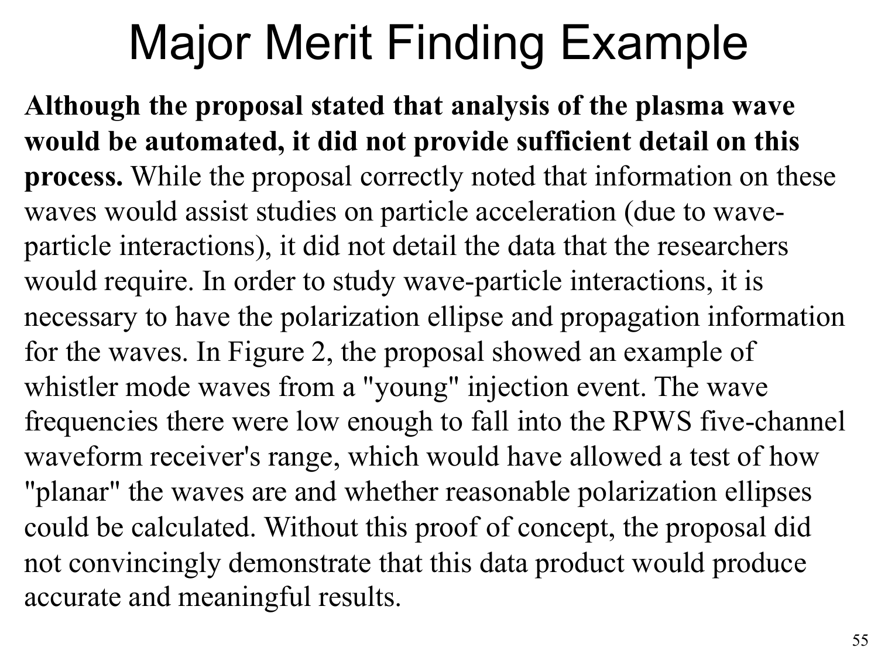# Major Merit Finding Example

**Although the proposal stated that analysis of the plasma wave would be automated, it did not provide sufficient detail on this process.** While the proposal correctly noted that information on these waves would assist studies on particle acceleration (due to wave-particle interactions), it did not detail the data that the researchers would require. In order to study wave-particle interactions, it is necessary to have the polarization ellipse and propagation information for the waves. In Figure 2, the proposal showed an example of whistler mode waves from a "young" injection event. The wave frequencies there were low enough to fall into the RPWS five-channel waveform receiver's range, which would have allowed a test of how "planar" the waves are and whether reasonable polarization ellipses could be calculated. Without this proof of concept, the proposal did not convincingly demonstrate that this data product would produce accurate and meaningful results.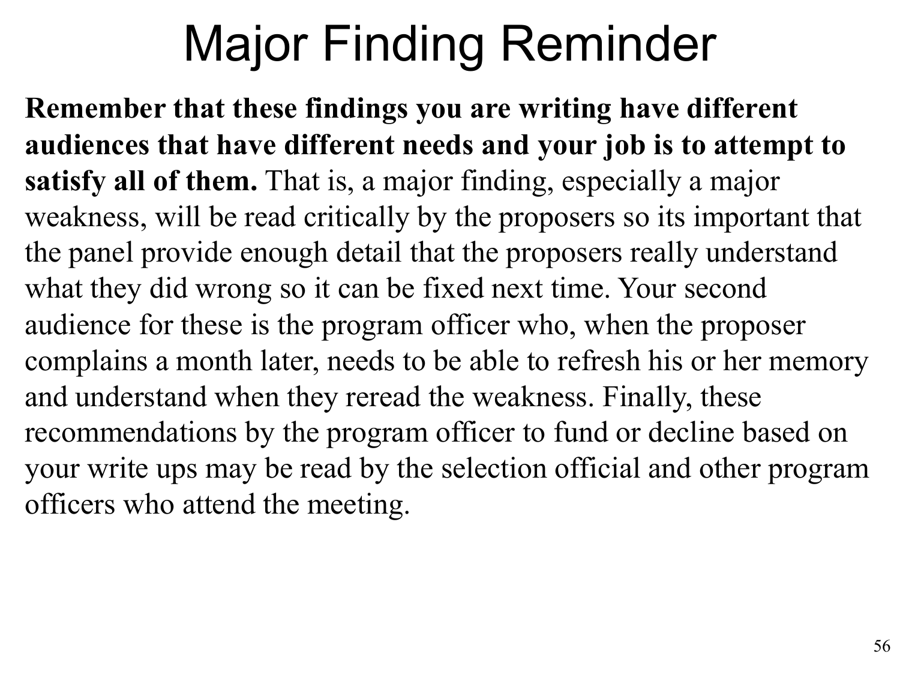# Major Finding Reminder

**Remember that these findings you are writing have different audiences that have different needs and your job is to attempt to satisfy all of them.** That is, a major finding, especially a major weakness, will be read critically by the proposers so its important that the panel provide enough detail that the proposers really understand what they did wrong so it can be fixed next time. Your second audience for these is the program officer who, when the proposer complains a month later, needs to be able to refresh his or her memory and understand when they reread the weakness. Finally, these recommendations by the program officer to fund or decline based on your write ups may be read by the selection official and other program officers who attend the meeting.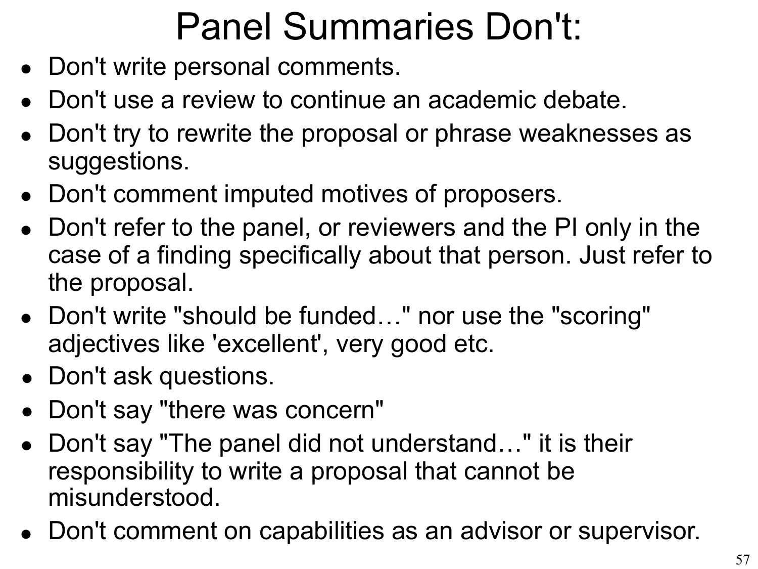# Panel Summaries Don't:

- Don't write personal comments.
- Don't use a review to continue an academic debate.
- Don't try to rewrite the proposal or phrase weaknesses as suggestions.
- Don't comment imputed motives of proposers.
- Don't refer to the panel, or reviewers and the PI only in the case of a finding specifically about that person. Just refer to the proposal.
- Don't write "should be funded…" nor use the "scoring" adjectives like 'excellent', very good etc.
- Don't ask questions.
- Don't say "there was concern"
- Don't say "The panel did not understand…" it is their responsibility to write a proposal that cannot be misunderstood.
- Don't comment on capabilities as an advisor or supervisor.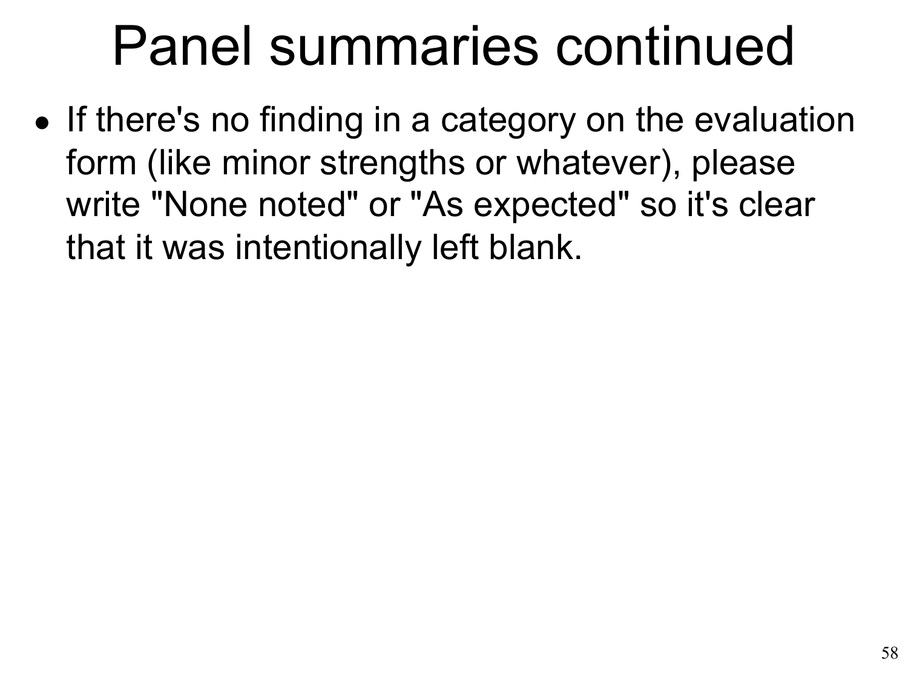# Panel summaries continued

- If there's no finding in a category on the evaluation form (like minor strengths or whatever), please write "None noted" or "As expected" so it's clear that it was intentionally left blank.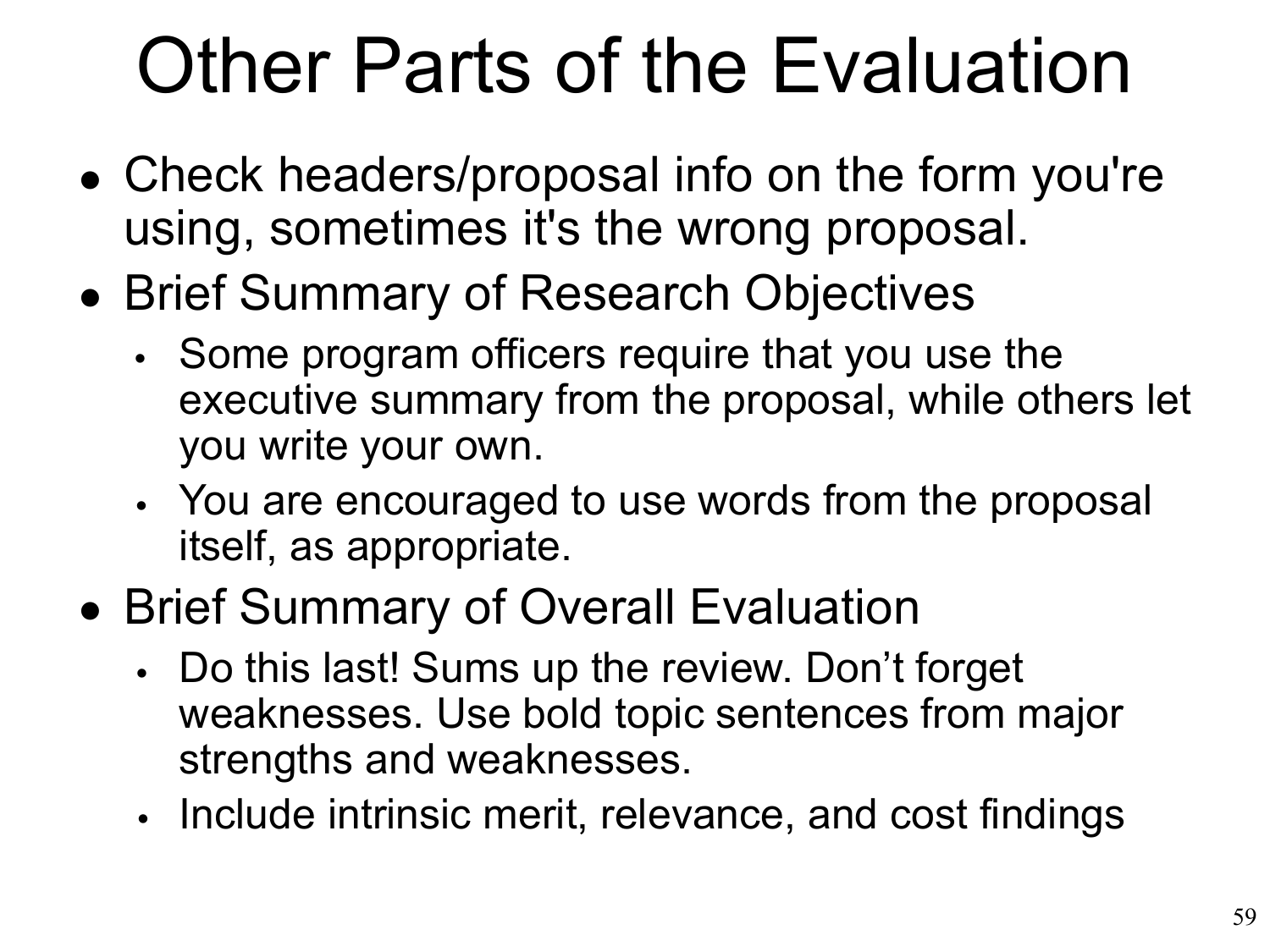# Other Parts of the Evaluation

- Check headers/proposal info on the form you're using, sometimes it's the wrong proposal.
- Brief Summary of Research Objectives
  - Some program officers require that you use the executive summary from the proposal, while others let you write your own.
  - You are encouraged to use words from the proposal itself, as appropriate.
- Brief Summary of Overall Evaluation
  - Do this last! Sums up the review. Don't forget weaknesses. Use bold topic sentences from major strengths and weaknesses.
  - Include intrinsic merit, relevance, and cost findings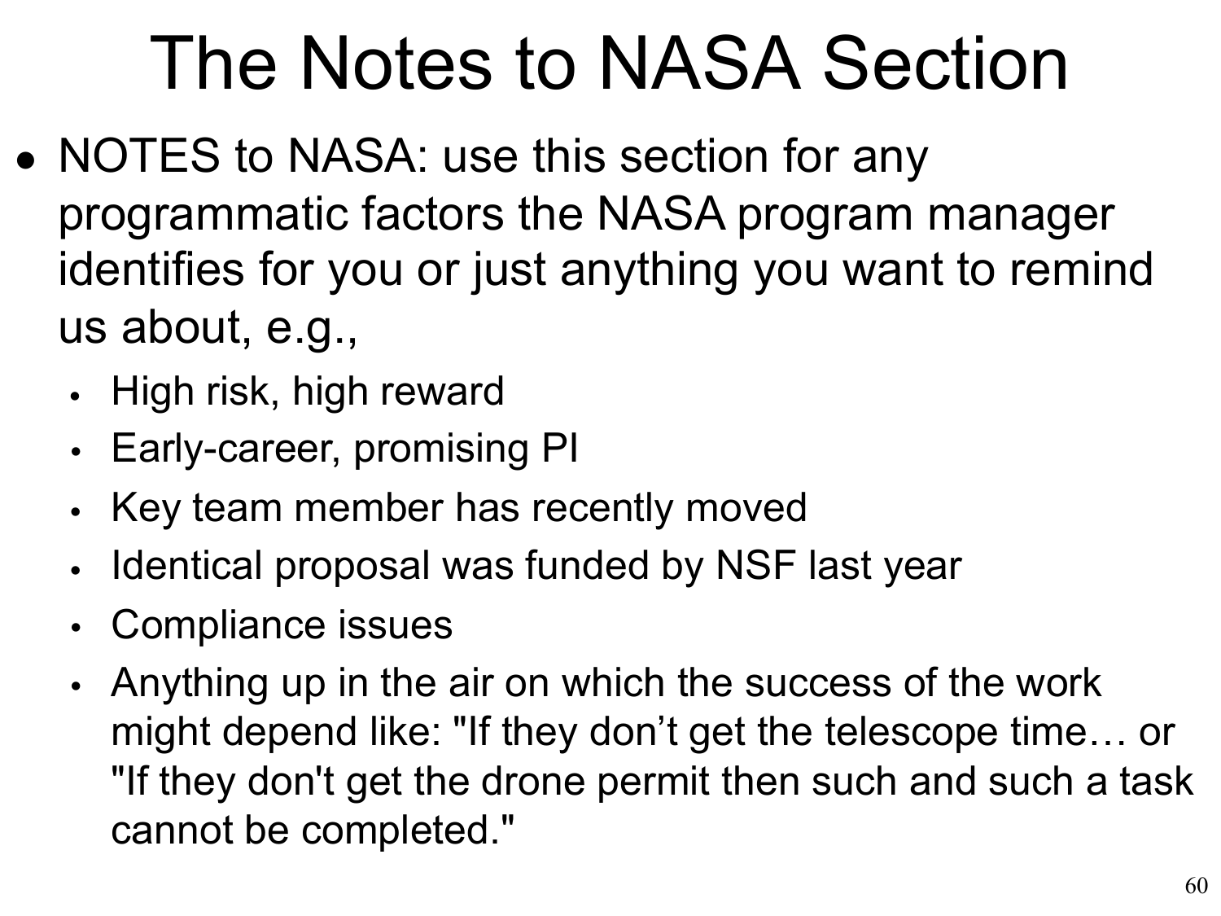# The Notes to NASA Section

- NOTES to NASA: use this section for any programmatic factors the NASA program manager identifies for you or just anything you want to remind us about, e.g.,
  - High risk, high reward
  - Early-career, promising PI
  - Key team member has recently moved
  - Identical proposal was funded by NSF last year
  - Compliance issues
  - Anything up in the air on which the success of the work might depend like: "If they don’t get the telescope time… or "If they don't get the drone permit then such and such a task cannot be completed."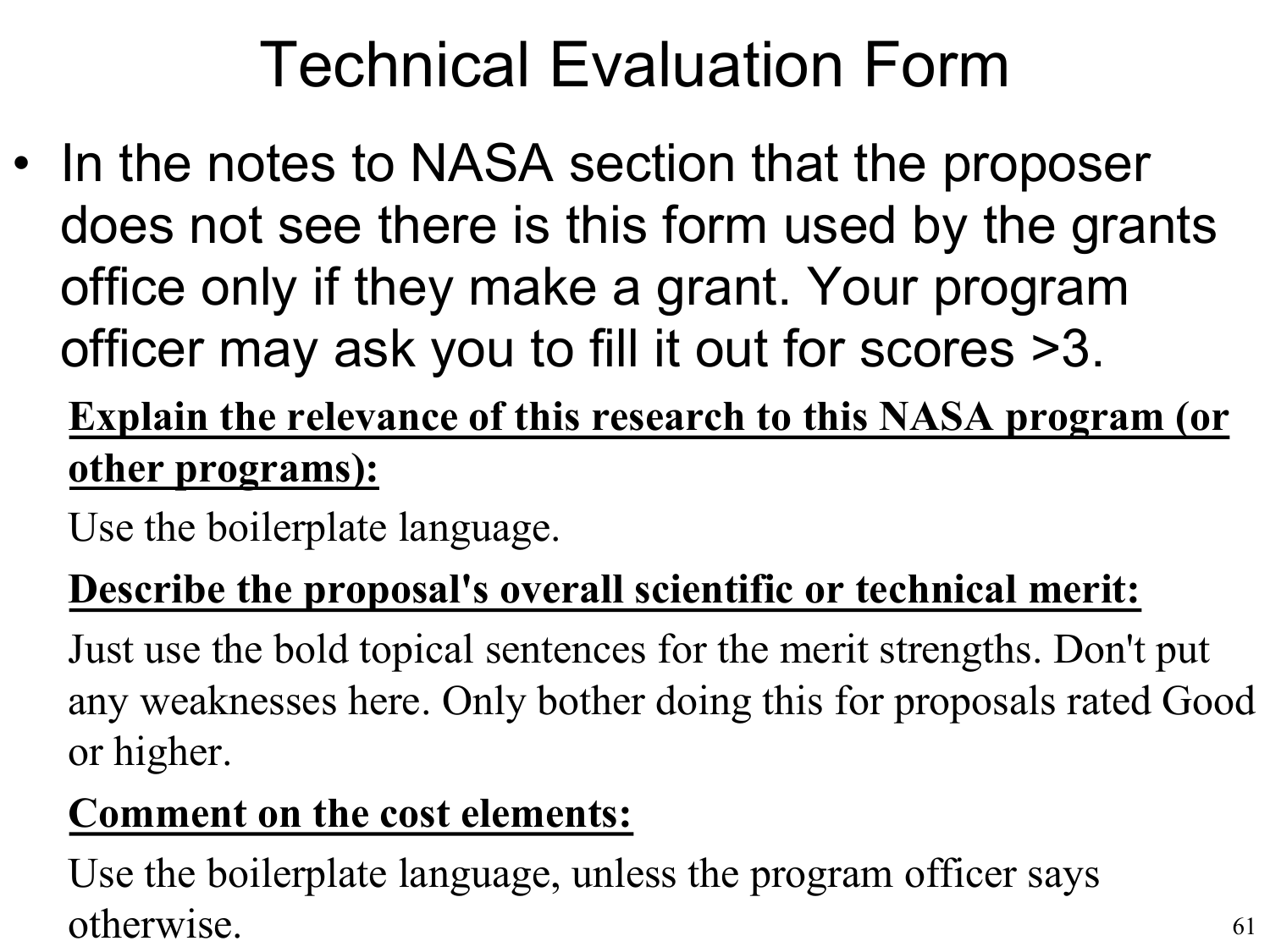# Technical Evaluation Form

- In the notes to NASA section that the proposer does not see there is this form used by the grants office only if they make a grant. Your program officer may ask you to fill it out for scores >3.

**Explain the relevance of this research to this NASA program (or other programs):**

Use the boilerplate language.

**Describe the proposal's overall scientific or technical merit:**

Just use the bold topical sentences for the merit strengths. Don't put any weaknesses here. Only bother doing this for proposals rated Good or higher.

**Comment on the cost elements:**

Use the boilerplate language, unless the program officer says otherwise.